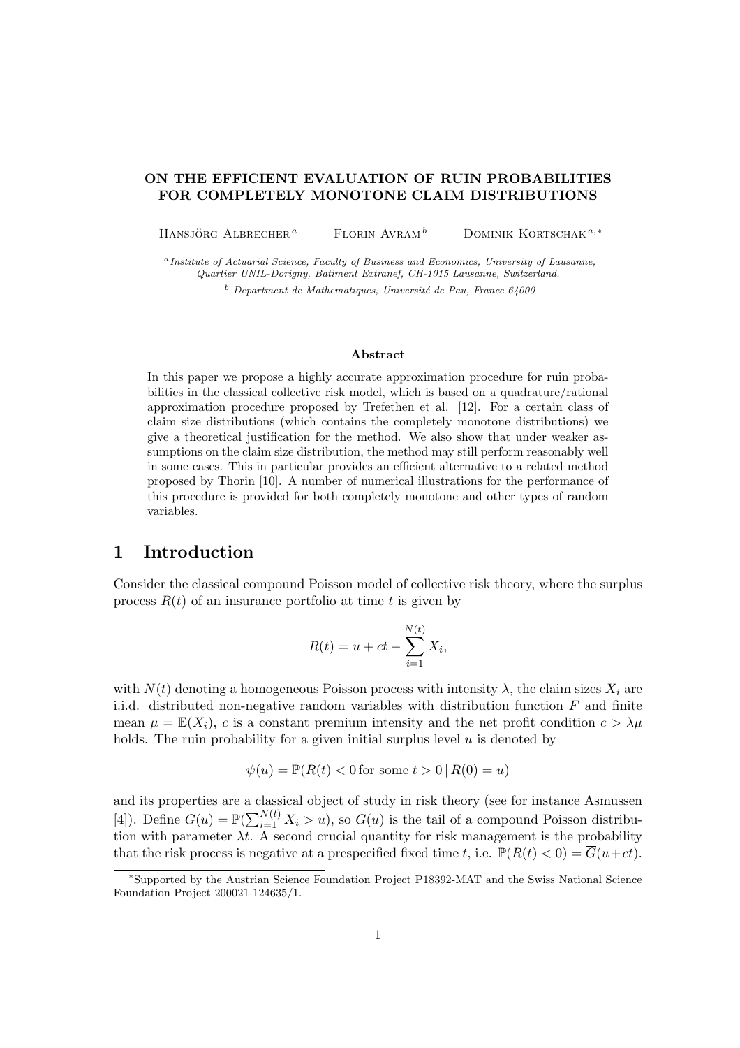# ON THE EFFICIENT EVALUATION OF RUIN PROBABILITIES FOR COMPLETELY MONOTONE CLAIM DISTRIBUTIONS

Hansjörg Albrecher [a]   Florin Avram [b]   Dominik Kortschak [a,*]

[a] *Institute of Actuarial Science, Faculty of Business and Economics, University of Lausanne, Quartier UNIL-Dorigny, Batiment Extranef, CH-1015 Lausanne, Switzerland.*

[b] *Department de Mathematiques, Université de Pau, France 64000*

### Abstract

In this paper we propose a highly accurate approximation procedure for ruin probabilities in the classical collective risk model, which is based on a quadrature/rational approximation procedure proposed by Trefethen et al. [12]. For a certain class of claim size distributions (which contains the completely monotone distributions) we give a theoretical justification for the method. We also show that under weaker assumptions on the claim size distribution, the method may still perform reasonably well in some cases. This in particular provides an efficient alternative to a related method proposed by Thorin [10]. A number of numerical illustrations for the performance of this procedure is provided for both completely monotone and other types of random variables.

## 1 Introduction

Consider the classical compound Poisson model of collective risk theory, where the surplus process $R(t)$ of an insurance portfolio at time $t$ is given by

$$R(t) = u + ct - \sum_{i=1}^{N(t)} X_i,$$

with $N(t)$ denoting a homogeneous Poisson process with intensity $\lambda$, the claim sizes $X_i$ are i.i.d. distributed non-negative random variables with distribution function $F$ and finite mean $\mu = \mathbb{E}(X_i)$, $c$ is a constant premium intensity and the net profit condition $c > \lambda\mu$ holds. The ruin probability for a given initial surplus level $u$ is denoted by

$$\psi(u) = \mathbb{P}(R(t) < 0 \text{ for some } t > 0 \,|\, R(0) = u)$$

and its properties are a classical object of study in risk theory (see for instance Asmussen [4]). Define $\overline{G}(u) = \mathbb{P}(\sum_{i=1}^{N(t)} X_i > u)$, so $\overline{G}(u)$ is the tail of a compound Poisson distribution with parameter $\lambda t$. A second crucial quantity for risk management is the probability that the risk process is negative at a prespecified fixed time $t$, i.e. $\mathbb{P}(R(t) < 0) = \overline{G}(u+ct)$.

*Supported by the Austrian Science Foundation Project P18392-MAT and the Swiss National Science Foundation Project 200021-124635/1.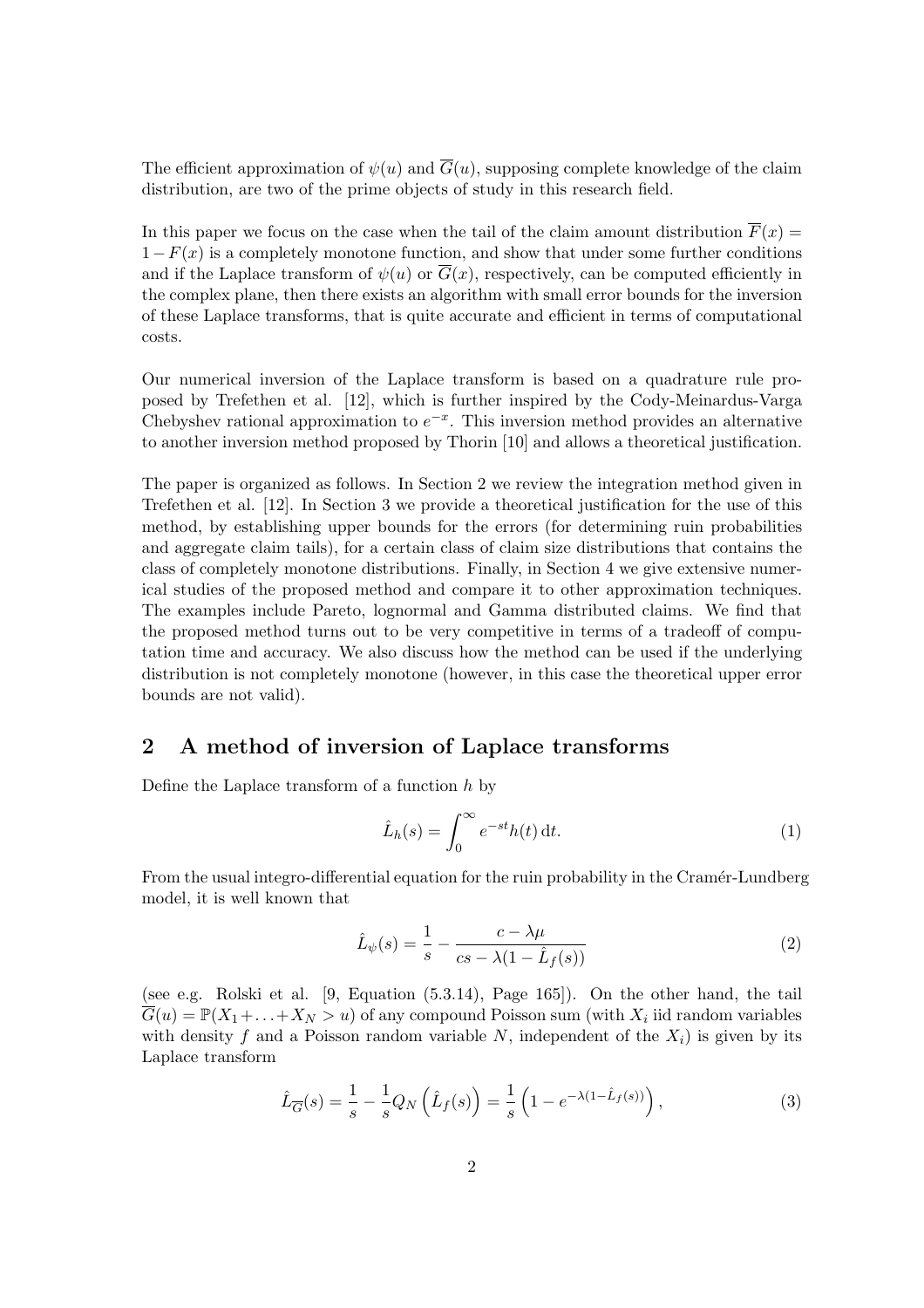The efficient approximation of $\psi(u)$ and $\overline{G}(u)$, supposing complete knowledge of the claim distribution, are two of the prime objects of study in this research field.

In this paper we focus on the case when the tail of the claim amount distribution $\overline{F}(x) = 1 - F(x)$ is a completely monotone function, and show that under some further conditions and if the Laplace transform of $\psi(u)$ or $\overline{G}(x)$, respectively, can be computed efficiently in the complex plane, then there exists an algorithm with small error bounds for the inversion of these Laplace transforms, that is quite accurate and efficient in terms of computational costs.

Our numerical inversion of the Laplace transform is based on a quadrature rule proposed by Trefethen et al. [12], which is further inspired by the Cody-Meinardus-Varga Chebyshev rational approximation to $e^{-x}$. This inversion method provides an alternative to another inversion method proposed by Thorin [10] and allows a theoretical justification.

The paper is organized as follows. In Section 2 we review the integration method given in Trefethen et al. [12]. In Section 3 we provide a theoretical justification for the use of this method, by establishing upper bounds for the errors (for determining ruin probabilities and aggregate claim tails), for a certain class of claim size distributions that contains the class of completely monotone distributions. Finally, in Section 4 we give extensive numerical studies of the proposed method and compare it to other approximation techniques. The examples include Pareto, lognormal and Gamma distributed claims. We find that the proposed method turns out to be very competitive in terms of a tradeoff of computation time and accuracy. We also discuss how the method can be used if the underlying distribution is not completely monotone (however, in this case the theoretical upper error bounds are not valid).

## 2 A method of inversion of Laplace transforms

Define the Laplace transform of a function $h$ by

$$\hat{L}_h(s) = \int_0^\infty e^{-st} h(t)\,\mathrm{d}t. \tag{1}$$

From the usual integro-differential equation for the ruin probability in the Cramér-Lundberg model, it is well known that

$$\hat{L}_\psi(s) = \frac{1}{s} - \frac{c - \lambda\mu}{cs - \lambda(1 - \hat{L}_f(s))} \tag{2}$$

(see e.g. Rolski et al. [9, Equation (5.3.14), Page 165]). On the other hand, the tail $\overline{G}(u) = \mathbb{P}(X_1 + \ldots + X_N > u)$ of any compound Poisson sum (with $X_i$ iid random variables with density $f$ and a Poisson random variable $N$, independent of the $X_i$) is given by its Laplace transform

$$\hat{L}_{\overline{G}}(s) = \frac{1}{s} - \frac{1}{s} Q_N\left(\hat{L}_f(s)\right) = \frac{1}{s}\left(1 - e^{-\lambda(1 - \hat{L}_f(s))}\right), \tag{3}$$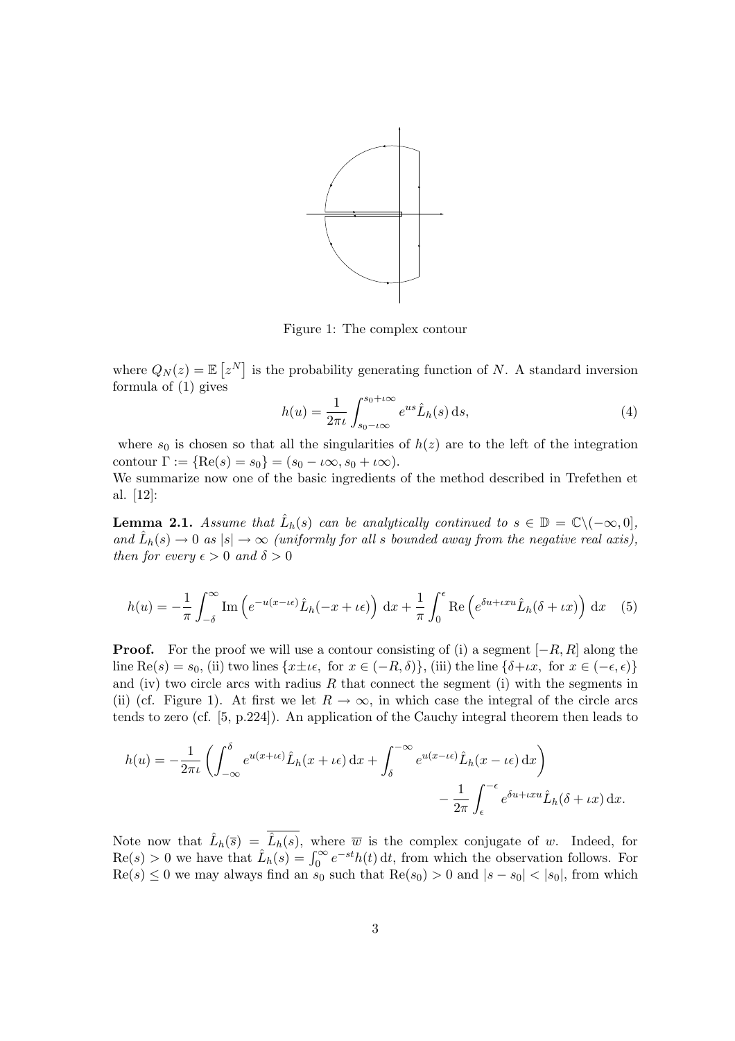Figure 1: The complex contour

where $Q_N(z) = \mathbb{E}\left[z^N\right]$ is the probability generating function of $N$. A standard inversion formula of (1) gives

$$h(u) = \frac{1}{2\pi\iota} \int_{s_0 - \iota\infty}^{s_0 + \iota\infty} e^{us} \hat{L}_h(s)\,\mathrm{d}s, \tag{4}$$

where $s_0$ is chosen so that all the singularities of $h(z)$ are to the left of the integration contour $\Gamma := \{\mathrm{Re}(s) = s_0\} = (s_0 - \iota\infty, s_0 + \iota\infty)$.

We summarize now one of the basic ingredients of the method described in Trefethen et al. [12]:

**Lemma 2.1.** *Assume that $\hat{L}_h(s)$ can be analytically continued to $s \in \mathbb{D} = \mathbb{C}\backslash(-\infty, 0]$, and $\hat{L}_h(s) \to 0$ as $|s| \to \infty$ (uniformly for all $s$ bounded away from the negative real axis), then for every $\epsilon > 0$ and $\delta > 0$*

$$h(u) = -\frac{1}{\pi} \int_{-\delta}^{\infty} \mathrm{Im}\left(e^{-u(x-\iota\epsilon)} \hat{L}_h(-x + \iota\epsilon)\right)\,\mathrm{d}x + \frac{1}{\pi} \int_0^{\epsilon} \mathrm{Re}\left(e^{\delta u + \iota x u} \hat{L}_h(\delta + \iota x)\right)\,\mathrm{d}x \tag{5}$$

**Proof.** For the proof we will use a contour consisting of (i) a segment $[-R, R]$ along the line $\mathrm{Re}(s) = s_0$, (ii) two lines $\{x \pm \iota\epsilon,\ \text{for } x \in (-R, \delta)\}$, (iii) the line $\{\delta + \iota x,\ \text{for } x \in (-\epsilon, \epsilon)\}$ and (iv) two circle arcs with radius $R$ that connect the segment (i) with the segments in (ii) (cf. Figure 1). At first we let $R \to \infty$, in which case the integral of the circle arcs tends to zero (cf. [5, p.224]). An application of the Cauchy integral theorem then leads to

$$h(u) = -\frac{1}{2\pi\iota}\left(\int_{-\infty}^{\delta} e^{u(x+\iota\epsilon)} \hat{L}_h(x + \iota\epsilon)\,\mathrm{d}x + \int_{\delta}^{-\infty} e^{u(x-\iota\epsilon)} \hat{L}_h(x - \iota\epsilon)\,\mathrm{d}x\right) - \frac{1}{2\pi} \int_{\epsilon}^{-\epsilon} e^{\delta u + \iota x u} \hat{L}_h(\delta + \iota x)\,\mathrm{d}x.$$

Note now that $\hat{L}_h(\overline{s}) = \overline{\hat{L}_h(s)}$, where $\overline{w}$ is the complex conjugate of $w$. Indeed, for $\mathrm{Re}(s) > 0$ we have that $\hat{L}_h(s) = \int_0^\infty e^{-st} h(t)\,\mathrm{d}t$, from which the observation follows. For $\mathrm{Re}(s) \leq 0$ we may always find an $s_0$ such that $\mathrm{Re}(s_0) > 0$ and $|s - s_0| < |s_0|$, from which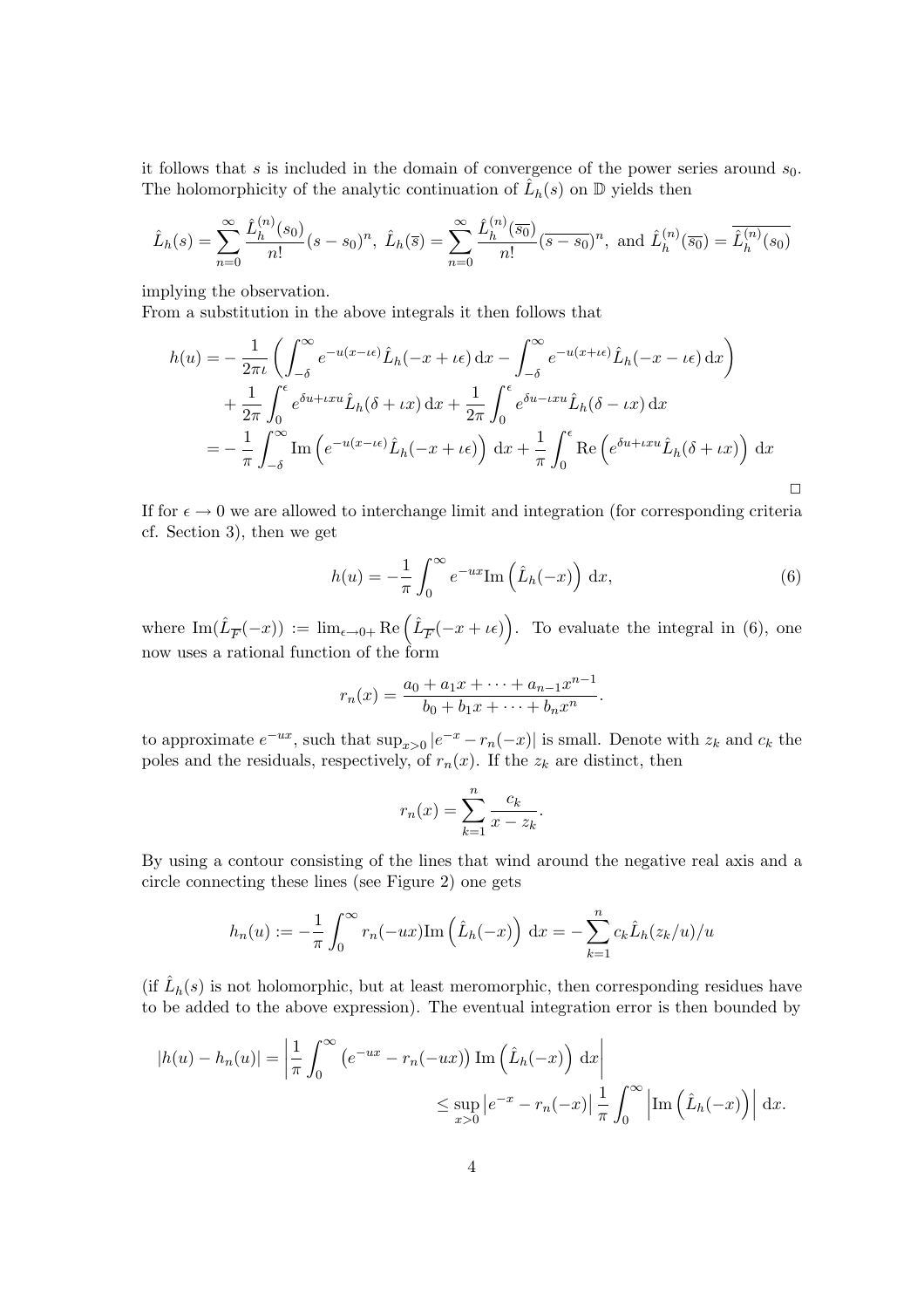it follows that $s$ is included in the domain of convergence of the power series around $s_0$. The holomorphicity of the analytic continuation of $\hat{L}_h(s)$ on $\mathbb{D}$ yields then

$$\hat{L}_h(s) = \sum_{n=0}^{\infty} \frac{\hat{L}_h^{(n)}(s_0)}{n!}(s-s_0)^n,\ \hat{L}_h(\overline{s}) = \sum_{n=0}^{\infty} \frac{\hat{L}_h^{(n)}(\overline{s_0})}{n!}\overline{(s-s_0)}^n,\ \text{and}\ \hat{L}_h^{(n)}(\overline{s_0}) = \overline{\hat{L}_h^{(n)}(s_0)}$$

implying the observation.

From a substitution in the above integrals it then follows that

$$\begin{aligned}
h(u) =& -\frac{1}{2\pi\iota}\left(\int_{-\delta}^{\infty} e^{-u(x-\iota\epsilon)}\hat{L}_h(-x+\iota\epsilon)\,\mathrm{d}x - \int_{-\delta}^{\infty} e^{-u(x+\iota\epsilon)}\hat{L}_h(-x-\iota\epsilon)\,\mathrm{d}x\right) \\
&+ \frac{1}{2\pi}\int_0^{\epsilon} e^{\delta u+\iota x u}\hat{L}_h(\delta+\iota x)\,\mathrm{d}x + \frac{1}{2\pi}\int_0^{\epsilon} e^{\delta u-\iota x u}\hat{L}_h(\delta-\iota x)\,\mathrm{d}x \\
=& -\frac{1}{\pi}\int_{-\delta}^{\infty} \mathrm{Im}\left(e^{-u(x-\iota\epsilon)}\hat{L}_h(-x+\iota\epsilon)\right)\,\mathrm{d}x + \frac{1}{\pi}\int_0^{\epsilon} \mathrm{Re}\left(e^{\delta u+\iota x u}\hat{L}_h(\delta+\iota x)\right)\,\mathrm{d}x
\end{aligned}$$

□

If for $\epsilon \to 0$ we are allowed to interchange limit and integration (for corresponding criteria cf. Section 3), then we get

$$h(u) = -\frac{1}{\pi}\int_0^{\infty} e^{-ux}\mathrm{Im}\left(\hat{L}_h(-x)\right)\,\mathrm{d}x, \tag{6}$$

where $\mathrm{Im}(\hat{L}_{\overline{F}}(-x)) := \lim_{\epsilon\to 0+}\mathrm{Re}\left(\hat{L}_{\overline{F}}(-x+\iota\epsilon)\right)$. To evaluate the integral in (6), one now uses a rational function of the form

$$r_n(x) = \frac{a_0 + a_1 x + \cdots + a_{n-1}x^{n-1}}{b_0 + b_1 x + \cdots + b_n x^n}.$$

to approximate $e^{-ux}$, such that $\sup_{x>0}|e^{-x} - r_n(-x)|$ is small. Denote with $z_k$ and $c_k$ the poles and the residuals, respectively, of $r_n(x)$. If the $z_k$ are distinct, then

$$r_n(x) = \sum_{k=1}^{n} \frac{c_k}{x - z_k}.$$

By using a contour consisting of the lines that wind around the negative real axis and a circle connecting these lines (see Figure 2) one gets

$$h_n(u) := -\frac{1}{\pi}\int_0^{\infty} r_n(-ux)\mathrm{Im}\left(\hat{L}_h(-x)\right)\,\mathrm{d}x = -\sum_{k=1}^{n} c_k\hat{L}_h(z_k/u)/u$$

(if $\hat{L}_h(s)$ is not holomorphic, but at least meromorphic, then corresponding residues have to be added to the above expression). The eventual integration error is then bounded by

$$\begin{aligned}
|h(u) - h_n(u)| &= \left|\frac{1}{\pi}\int_0^{\infty}\left(e^{-ux} - r_n(-ux)\right)\mathrm{Im}\left(\hat{L}_h(-x)\right)\,\mathrm{d}x\right| \\
&\le \sup_{x>0}\left|e^{-x} - r_n(-x)\right|\frac{1}{\pi}\int_0^{\infty}\left|\mathrm{Im}\left(\hat{L}_h(-x)\right)\right|\,\mathrm{d}x.
\end{aligned}$$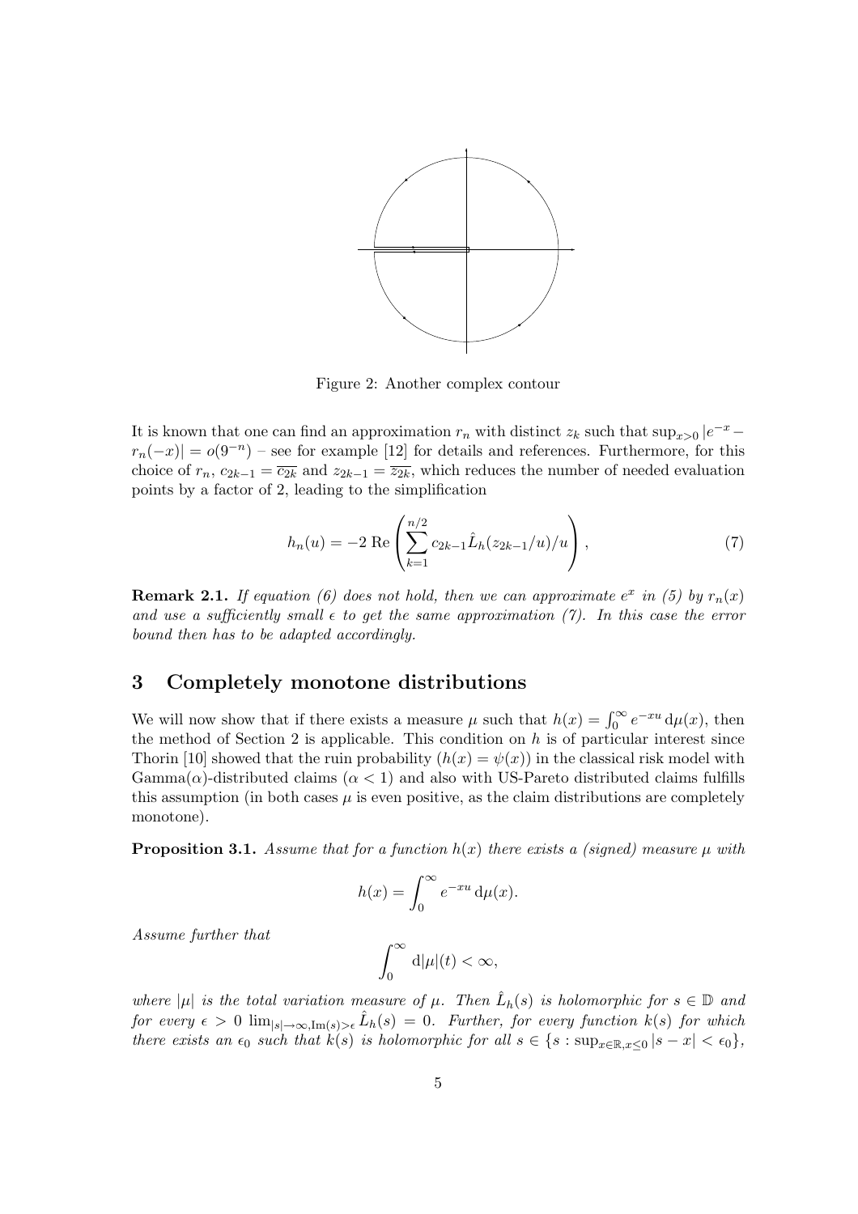Figure 2: Another complex contour

It is known that one can find an approximation $r_n$ with distinct $z_k$ such that $\sup_{x>0} |e^{-x} - r_n(-x)| = o(9^{-n})$ – see for example [12] for details and references. Furthermore, for this choice of $r_n$, $c_{2k-1} = \overline{c_{2k}}$ and $z_{2k-1} = \overline{z_{2k}}$, which reduces the number of needed evaluation points by a factor of 2, leading to the simplification

$$h_n(u) = -2 \,\mathrm{Re} \left( \sum_{k=1}^{n/2} c_{2k-1} \hat{L}_h(z_{2k-1}/u)/u \right), \tag{7}$$

**Remark 2.1.** *If equation (6) does not hold, then we can approximate $e^x$ in (5) by $r_n(x)$ and use a sufficiently small $\epsilon$ to get the same approximation (7). In this case the error bound then has to be adapted accordingly.*

## 3 Completely monotone distributions

We will now show that if there exists a measure $\mu$ such that $h(x) = \int_0^\infty e^{-xu} \, \mathrm{d}\mu(x)$, then the method of Section 2 is applicable. This condition on $h$ is of particular interest since Thorin [10] showed that the ruin probability ($h(x) = \psi(x)$) in the classical risk model with Gamma($\alpha$)-distributed claims ($\alpha < 1$) and also with US-Pareto distributed claims fulfills this assumption (in both cases $\mu$ is even positive, as the claim distributions are completely monotone).

**Proposition 3.1.** *Assume that for a function $h(x)$ there exists a (signed) measure $\mu$ with*

$$h(x) = \int_0^\infty e^{-xu} \, \mathrm{d}\mu(x).$$

*Assume further that*

$$\int_0^\infty \mathrm{d}|\mu|(t) < \infty,$$

*where $|\mu|$ is the total variation measure of $\mu$. Then $\hat{L}_h(s)$ is holomorphic for $s \in \mathbb{D}$ and for every $\epsilon > 0$ $\lim_{|s|\to\infty, \mathrm{Im}(s)>\epsilon} \hat{L}_h(s) = 0$. Further, for every function $k(s)$ for which there exists an $\epsilon_0$ such that $k(s)$ is holomorphic for all $s \in \{s : \sup_{x\in\mathbb{R}, x\le 0} |s - x| < \epsilon_0\}$,*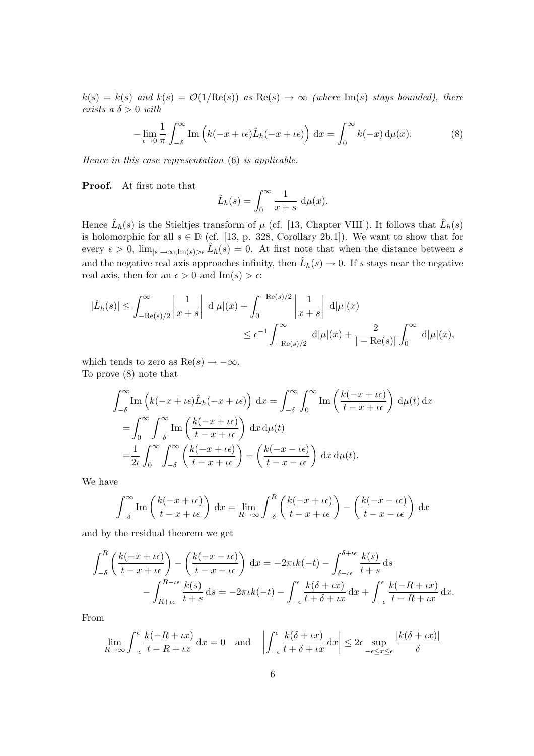*$k(\overline{s}) = \overline{k(s)}$ and $k(s) = \mathcal{O}(1/\mathrm{Re}(s))$ as $\mathrm{Re}(s) \to \infty$ (where $\mathrm{Im}(s)$ stays bounded), there exists a $\delta > 0$ with*

$$-\lim_{\epsilon \to 0} \frac{1}{\pi} \int_{-\delta}^{\infty} \mathrm{Im}\left( k(-x + \iota\epsilon)\hat{L}_h(-x + \iota\epsilon)\right) \, \mathrm{d}x = \int_0^{\infty} k(-x) \, \mathrm{d}\mu(x). \tag{8}$$

*Hence in this case representation (6) is applicable.*

**Proof.** At first note that

$$\hat{L}_h(s) = \int_0^{\infty} \frac{1}{x+s} \, \mathrm{d}\mu(x).$$

Hence $\hat{L}_h(s)$ is the Stieltjes transform of $\mu$ (cf. [13, Chapter VIII]). It follows that $\hat{L}_h(s)$ is holomorphic for all $s \in \mathbb{D}$ (cf. [13, p. 328, Corollary 2b.1]). We want to show that for every $\epsilon > 0$, $\lim_{|s| \to \infty, \mathrm{Im}(s) > \epsilon} \hat{L}_h(s) = 0$. At first note that when the distance between $s$ and the negative real axis approaches infinity, then $\hat{L}_h(s) \to 0$. If $s$ stays near the negative real axis, then for an $\epsilon > 0$ and $\mathrm{Im}(s) > \epsilon$:

$$\begin{aligned}
|\hat{L}_h(s)| \leq \int_{-\mathrm{Re}(s)/2}^{\infty} \left| \frac{1}{x+s} \right| \, \mathrm{d}|\mu|(x) + \int_0^{-\mathrm{Re}(s)/2} \left| \frac{1}{x+s} \right| \, \mathrm{d}|\mu|(x) \\
\leq \epsilon^{-1} \int_{-\mathrm{Re}(s)/2}^{\infty} \mathrm{d}|\mu|(x) + \frac{2}{|-\mathrm{Re}(s)|} \int_0^{\infty} \mathrm{d}|\mu|(x),
\end{aligned}$$

which tends to zero as $\mathrm{Re}(s) \to -\infty$.
To prove (8) note that

$$\begin{aligned}
\int_{-\delta}^{\infty} \mathrm{Im}\left( k(-x + \iota\epsilon)\hat{L}_h(-x + \iota\epsilon)\right) \, \mathrm{d}x &= \int_{-\delta}^{\infty} \int_0^{\infty} \mathrm{Im}\left( \frac{k(-x + \iota\epsilon)}{t - x + \iota\epsilon} \right) \, \mathrm{d}\mu(t) \, \mathrm{d}x \\
&= \int_0^{\infty} \int_{-\delta}^{\infty} \mathrm{Im}\left( \frac{k(-x + \iota\epsilon)}{t - x + \iota\epsilon} \right) \, \mathrm{d}x \, \mathrm{d}\mu(t) \\
&= \frac{1}{2\iota} \int_0^{\infty} \int_{-\delta}^{\infty} \left( \frac{k(-x + \iota\epsilon)}{t - x + \iota\epsilon} \right) - \left( \frac{k(-x - \iota\epsilon)}{t - x - \iota\epsilon} \right) \, \mathrm{d}x \, \mathrm{d}\mu(t).
\end{aligned}$$

We have

$$\int_{-\delta}^{\infty} \mathrm{Im}\left( \frac{k(-x + \iota\epsilon)}{t - x + \iota\epsilon} \right) \, \mathrm{d}x = \lim_{R \to \infty} \int_{-\delta}^{R} \left( \frac{k(-x + \iota\epsilon)}{t - x + \iota\epsilon} \right) - \left( \frac{k(-x - \iota\epsilon)}{t - x - \iota\epsilon} \right) \, \mathrm{d}x$$

and by the residual theorem we get

$$\begin{aligned}
\int_{-\delta}^{R} \left( \frac{k(-x + \iota\epsilon)}{t - x + \iota\epsilon} \right) - \left( \frac{k(-x - \iota\epsilon)}{t - x - \iota\epsilon} \right) \, \mathrm{d}x &= -2\pi\iota k(-t) - \int_{\delta - \iota\epsilon}^{\delta + \iota\epsilon} \frac{k(s)}{t + s} \, \mathrm{d}s \\
- \int_{R + \iota\epsilon}^{R - \iota\epsilon} \frac{k(s)}{t + s} \, \mathrm{d}s &= -2\pi\iota k(-t) - \int_{-\epsilon}^{\epsilon} \frac{k(\delta + \iota x)}{t + \delta + \iota x} \, \mathrm{d}x + \int_{-\epsilon}^{\epsilon} \frac{k(-R + \iota x)}{t - R + \iota x} \, \mathrm{d}x.
\end{aligned}$$

From

$$\lim_{R \to \infty} \int_{-\epsilon}^{\epsilon} \frac{k(-R + \iota x)}{t - R + \iota x} \, \mathrm{d}x = 0 \quad \text{and} \quad \left| \int_{-\epsilon}^{\epsilon} \frac{k(\delta + \iota x)}{t + \delta + \iota x} \, \mathrm{d}x \right| \leq 2\epsilon \sup_{-\epsilon \leq x \leq \epsilon} \frac{|k(\delta + \iota x)|}{\delta}$$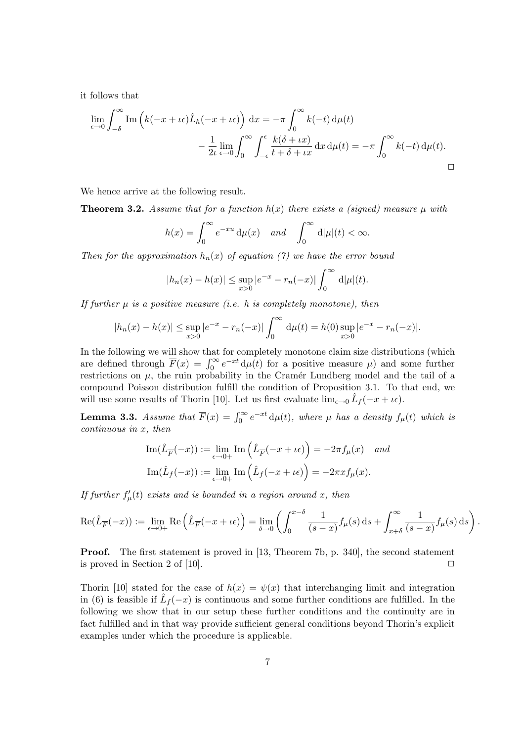it follows that

$$\lim_{\epsilon\to 0}\int_{-\delta}^{\infty} \operatorname{Im}\Big(k(-x+\iota\epsilon)\hat{L}_h(-x+\iota\epsilon)\Big)\,\mathrm{d}x = -\pi\int_0^\infty k(-t)\,\mathrm{d}\mu(t)$$

$$-\frac{1}{2\iota}\lim_{\epsilon\to 0}\int_0^\infty\int_{-\epsilon}^{\epsilon}\frac{k(\delta+\iota x)}{t+\delta+\iota x}\,\mathrm{d}x\,\mathrm{d}\mu(t) = -\pi\int_0^\infty k(-t)\,\mathrm{d}\mu(t).$$

□

We hence arrive at the following result.

**Theorem 3.2.** *Assume that for a function $h(x)$ there exists a (signed) measure $\mu$ with*

$$h(x) = \int_0^\infty e^{-xu}\,\mathrm{d}\mu(x) \quad \text{and} \quad \int_0^\infty \mathrm{d}|\mu|(t) < \infty.$$

*Then for the approximation $h_n(x)$ of equation (7) we have the error bound*

$$|h_n(x) - h(x)| \le \sup_{x>0}|e^{-x} - r_n(-x)|\int_0^\infty \mathrm{d}|\mu|(t).$$

*If further $\mu$ is a positive measure (i.e. $h$ is completely monotone), then*

$$|h_n(x) - h(x)| \le \sup_{x>0}|e^{-x} - r_n(-x)|\int_0^\infty \mathrm{d}\mu(t) = h(0)\sup_{x>0}|e^{-x} - r_n(-x)|.$$

In the following we will show that for completely monotone claim size distributions (which are defined through $\overline{F}(x) = \int_0^\infty e^{-xt}\,\mathrm{d}\mu(t)$ for a positive measure $\mu$) and some further restrictions on $\mu$, the ruin probability in the Cramér Lundberg model and the tail of a compound Poisson distribution fulfill the condition of Proposition 3.1. To that end, we will use some results of Thorin [10]. Let us first evaluate $\lim_{\epsilon\to 0}\hat{L}_f(-x+\iota\epsilon)$.

**Lemma 3.3.** *Assume that $\overline{F}(x) = \int_0^\infty e^{-xt}\,\mathrm{d}\mu(t)$, where $\mu$ has a density $f_\mu(t)$ which is continuous in $x$, then*

$$\operatorname{Im}(\hat{L}_{\overline{F}}(-x)) := \lim_{\epsilon\to 0+}\operatorname{Im}\Big(\hat{L}_{\overline{F}}(-x+\iota\epsilon)\Big) = -2\pi f_\mu(x) \quad \text{and}$$

$$\operatorname{Im}(\hat{L}_f(-x)) := \lim_{\epsilon\to 0+}\operatorname{Im}\Big(\hat{L}_f(-x+\iota\epsilon)\Big) = -2\pi x f_\mu(x).$$

*If further $f'_\mu(t)$ exists and is bounded in a region around $x$, then*

$$\operatorname{Re}(\hat{L}_{\overline{F}}(-x)) := \lim_{\epsilon\to 0+}\operatorname{Re}\Big(\hat{L}_{\overline{F}}(-x+\iota\epsilon)\Big) = \lim_{\delta\to 0}\left(\int_0^{x-\delta}\frac{1}{(s-x)}f_\mu(s)\,\mathrm{d}s + \int_{x+\delta}^\infty\frac{1}{(s-x)}f_\mu(s)\,\mathrm{d}s\right).$$

**Proof.** The first statement is proved in [13, Theorem 7b, p. 340], the second statement is proved in Section 2 of [10]. □

Thorin [10] stated for the case of $h(x) = \psi(x)$ that interchanging limit and integration in (6) is feasible if $\hat{L}_f(-x)$ is continuous and some further conditions are fulfilled. In the following we show that in our setup these further conditions and the continuity are in fact fulfilled and in that way provide sufficient general conditions beyond Thorin's explicit examples under which the procedure is applicable.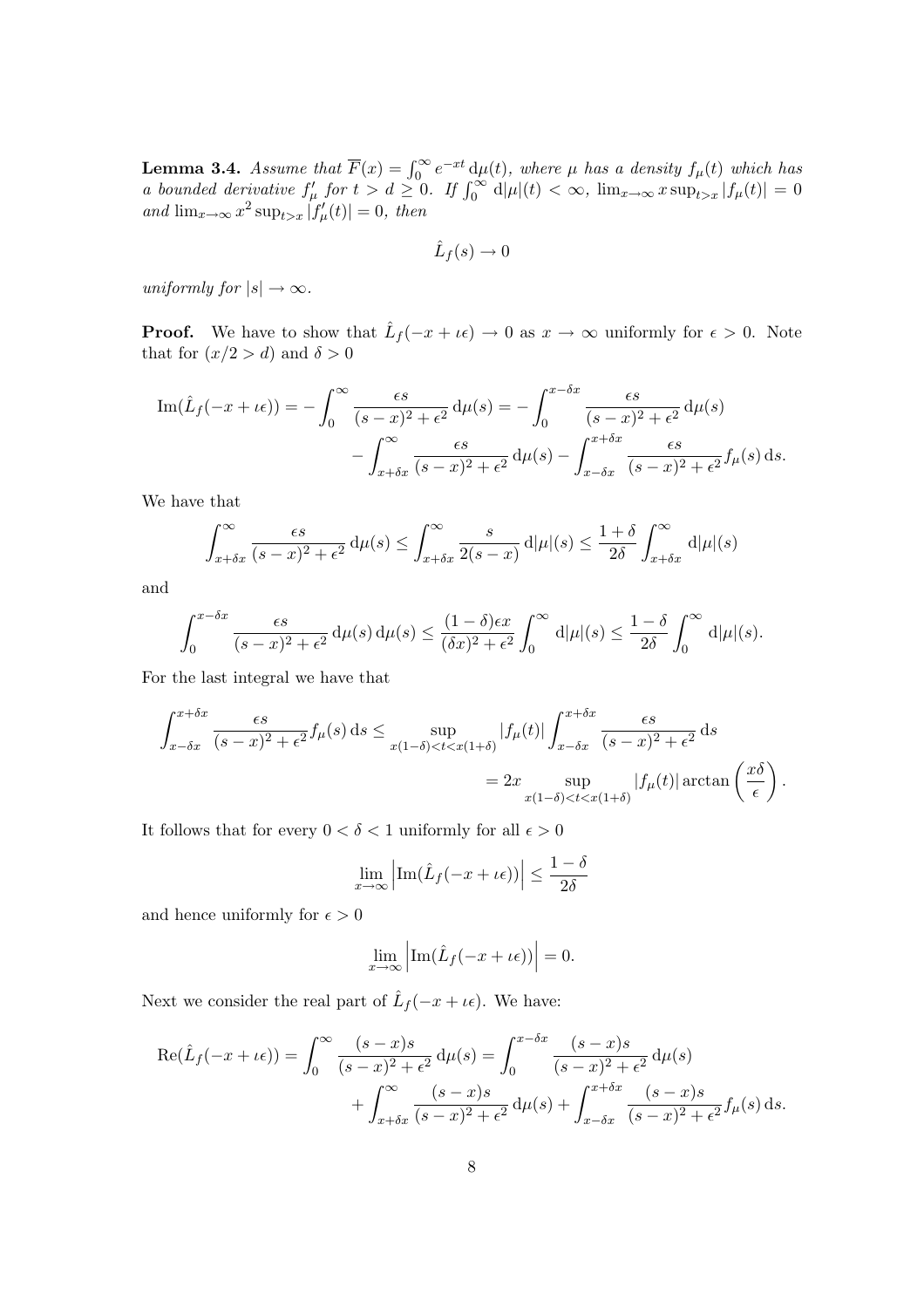**Lemma 3.4.** *Assume that $\overline{F}(x) = \int_0^\infty e^{-xt}\,\mathrm{d}\mu(t)$, where $\mu$ has a density $f_\mu(t)$ which has a bounded derivative $f'_\mu$ for $t > d \geq 0$. If $\int_0^\infty \mathrm{d}|\mu|(t) < \infty$, $\lim_{x\to\infty} x \sup_{t>x} |f_\mu(t)| = 0$ and $\lim_{x\to\infty} x^2 \sup_{t>x} |f'_\mu(t)| = 0$, then*

$$\hat{L}_f(s) \to 0$$

*uniformly for $|s| \to \infty$.*

**Proof.** We have to show that $\hat{L}_f(-x + \iota\epsilon) \to 0$ as $x \to \infty$ uniformly for $\epsilon > 0$. Note that for $(x/2 > d)$ and $\delta > 0$

$$\operatorname{Im}(\hat{L}_f(-x + \iota\epsilon)) = -\int_0^\infty \frac{\epsilon s}{(s-x)^2 + \epsilon^2}\,\mathrm{d}\mu(s) = -\int_0^{x-\delta x} \frac{\epsilon s}{(s-x)^2 + \epsilon^2}\,\mathrm{d}\mu(s)$$
$$-\int_{x+\delta x}^\infty \frac{\epsilon s}{(s-x)^2 + \epsilon^2}\,\mathrm{d}\mu(s) - \int_{x-\delta x}^{x+\delta x} \frac{\epsilon s}{(s-x)^2 + \epsilon^2} f_\mu(s)\,\mathrm{d}s.$$

We have that

$$\int_{x+\delta x}^\infty \frac{\epsilon s}{(s-x)^2 + \epsilon^2}\,\mathrm{d}\mu(s) \leq \int_{x+\delta x}^\infty \frac{s}{2(s-x)}\,\mathrm{d}|\mu|(s) \leq \frac{1+\delta}{2\delta}\int_{x+\delta x}^\infty \mathrm{d}|\mu|(s)$$

and

$$\int_0^{x-\delta x} \frac{\epsilon s}{(s-x)^2 + \epsilon^2}\,\mathrm{d}\mu(s)\,\mathrm{d}\mu(s) \leq \frac{(1-\delta)\epsilon x}{(\delta x)^2 + \epsilon^2}\int_0^\infty \mathrm{d}|\mu|(s) \leq \frac{1-\delta}{2\delta}\int_0^\infty \mathrm{d}|\mu|(s).$$

For the last integral we have that

$$\int_{x-\delta x}^{x+\delta x} \frac{\epsilon s}{(s-x)^2 + \epsilon^2} f_\mu(s)\,\mathrm{d}s \leq \sup_{x(1-\delta)<t<x(1+\delta)} |f_\mu(t)| \int_{x-\delta x}^{x+\delta x} \frac{\epsilon s}{(s-x)^2 + \epsilon^2}\,\mathrm{d}s$$
$$= 2x \sup_{x(1-\delta)<t<x(1+\delta)} |f_\mu(t)| \arctan\left(\frac{x\delta}{\epsilon}\right).$$

It follows that for every $0 < \delta < 1$ uniformly for all $\epsilon > 0$

$$\lim_{x\to\infty} \left|\operatorname{Im}(\hat{L}_f(-x + \iota\epsilon))\right| \leq \frac{1-\delta}{2\delta}$$

and hence uniformly for $\epsilon > 0$

$$\lim_{x\to\infty} \left|\operatorname{Im}(\hat{L}_f(-x + \iota\epsilon))\right| = 0.$$

Next we consider the real part of $\hat{L}_f(-x + \iota\epsilon)$. We have:

$$\operatorname{Re}(\hat{L}_f(-x + \iota\epsilon)) = \int_0^\infty \frac{(s-x)s}{(s-x)^2 + \epsilon^2}\,\mathrm{d}\mu(s) = \int_0^{x-\delta x} \frac{(s-x)s}{(s-x)^2 + \epsilon^2}\,\mathrm{d}\mu(s)$$
$$+ \int_{x+\delta x}^\infty \frac{(s-x)s}{(s-x)^2 + \epsilon^2}\,\mathrm{d}\mu(s) + \int_{x-\delta x}^{x+\delta x} \frac{(s-x)s}{(s-x)^2 + \epsilon^2} f_\mu(s)\,\mathrm{d}s.$$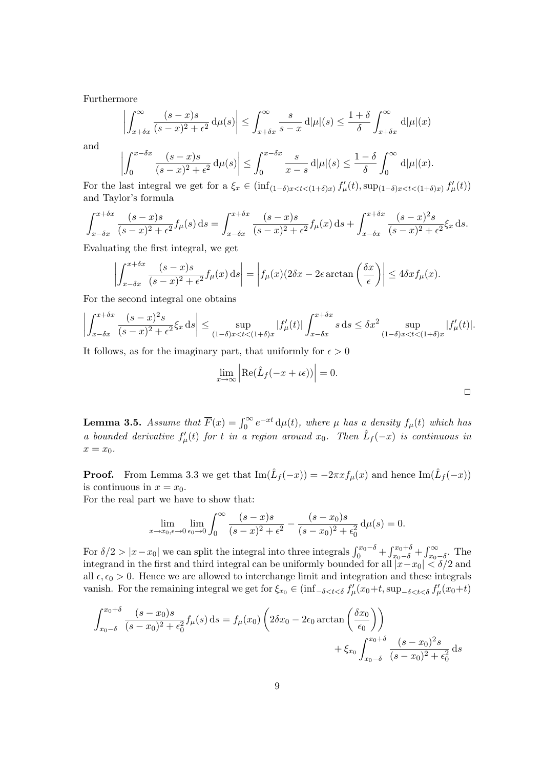Furthermore

$$\left|\int_{x+\delta x}^{\infty} \frac{(s-x)s}{(s-x)^2+\epsilon^2}\,\mathrm{d}\mu(s)\right| \le \int_{x+\delta x}^{\infty} \frac{s}{s-x}\,\mathrm{d}|\mu|(s) \le \frac{1+\delta}{\delta}\int_{x+\delta x}^{\infty}\mathrm{d}|\mu|(x)$$

and

$$\left|\int_{0}^{x-\delta x} \frac{(s-x)s}{(s-x)^2+\epsilon^2}\,\mathrm{d}\mu(s)\right| \le \int_{0}^{x-\delta x} \frac{s}{x-s}\,\mathrm{d}|\mu|(s) \le \frac{1-\delta}{\delta}\int_{0}^{\infty}\mathrm{d}|\mu|(x).$$

For the last integral we get for a $\xi_x \in (\inf_{(1-\delta)x<t<(1+\delta)x} f'_\mu(t), \sup_{(1-\delta)x<t<(1+\delta)x} f'_\mu(t))$ and Taylor's formula

$$\int_{x-\delta x}^{x+\delta x} \frac{(s-x)s}{(s-x)^2+\epsilon^2} f_\mu(s)\,\mathrm{d}s = \int_{x-\delta x}^{x+\delta x} \frac{(s-x)s}{(s-x)^2+\epsilon^2} f_\mu(x)\,\mathrm{d}s + \int_{x-\delta x}^{x+\delta x} \frac{(s-x)^2 s}{(s-x)^2+\epsilon^2}\xi_x\,\mathrm{d}s.$$

Evaluating the first integral, we get

$$\left|\int_{x-\delta x}^{x+\delta x} \frac{(s-x)s}{(s-x)^2+\epsilon^2} f_\mu(x)\,\mathrm{d}s\right| = \left|f_\mu(x)(2\delta x - 2\epsilon\arctan\left(\frac{\delta x}{\epsilon}\right)\right| \le 4\delta x f_\mu(x).$$

For the second integral one obtains

$$\left|\int_{x-\delta x}^{x+\delta x} \frac{(s-x)^2 s}{(s-x)^2+\epsilon^2}\xi_x\,\mathrm{d}s\right| \le \sup_{(1-\delta)x<t<(1+\delta)x}|f'_\mu(t)|\int_{x-\delta x}^{x+\delta x} s\,\mathrm{d}s \le \delta x^2 \sup_{(1-\delta)x<t<(1+\delta)x}|f'_\mu(t)|.$$

It follows, as for the imaginary part, that uniformly for $\epsilon > 0$

$$\lim_{x\to\infty}\left|\mathrm{Re}(\hat{L}_f(-x+\iota\epsilon))\right| = 0.$$

□

**Lemma 3.5.** *Assume that $\overline{F}(x) = \int_0^\infty e^{-xt}\,\mathrm{d}\mu(t)$, where $\mu$ has a density $f_\mu(t)$ which has a bounded derivative $f'_\mu(t)$ for $t$ in a region around $x_0$. Then $\hat{L}_f(-x)$ is continuous in $x = x_0$.*

**Proof.** From Lemma 3.3 we get that $\mathrm{Im}(\hat{L}_f(-x)) = -2\pi x f_\mu(x)$ and hence $\mathrm{Im}(\hat{L}_f(-x))$ is continuous in $x = x_0$.
For the real part we have to show that:

$$\lim_{x\to x_0,\epsilon\to 0}\lim_{\epsilon_0\to 0}\int_0^\infty \frac{(s-x)s}{(s-x)^2+\epsilon^2} - \frac{(s-x_0)s}{(s-x_0)^2+\epsilon_0^2}\,\mathrm{d}\mu(s) = 0.$$

For $\delta/2 > |x-x_0|$ we can split the integral into three integrals $\int_0^{x_0-\delta} + \int_{x_0-\delta}^{x_0+\delta} + \int_{x_0-\delta}^{\infty}$. The integrand in the first and third integral can be uniformly bounded for all $|x-x_0| < \delta/2$ and all $\epsilon, \epsilon_0 > 0$. Hence we are allowed to interchange limit and integration and these integrals vanish. For the remaining integral we get for $\xi_{x_0} \in (\inf_{-\delta<t<\delta} f'_\mu(x_0+t, \sup_{-\delta<t<\delta} f'_\mu(x_0+t)$

$$\int_{x_0-\delta}^{x_0+\delta} \frac{(s-x_0)s}{(s-x_0)^2+\epsilon_0^2} f_\mu(s)\,\mathrm{d}s = f_\mu(x_0)\left(2\delta x_0 - 2\epsilon_0\arctan\left(\frac{\delta x_0}{\epsilon_0}\right)\right) + \xi_{x_0}\int_{x_0-\delta}^{x_0+\delta} \frac{(s-x_0)^2 s}{(s-x_0)^2+\epsilon_0^2}\,\mathrm{d}s$$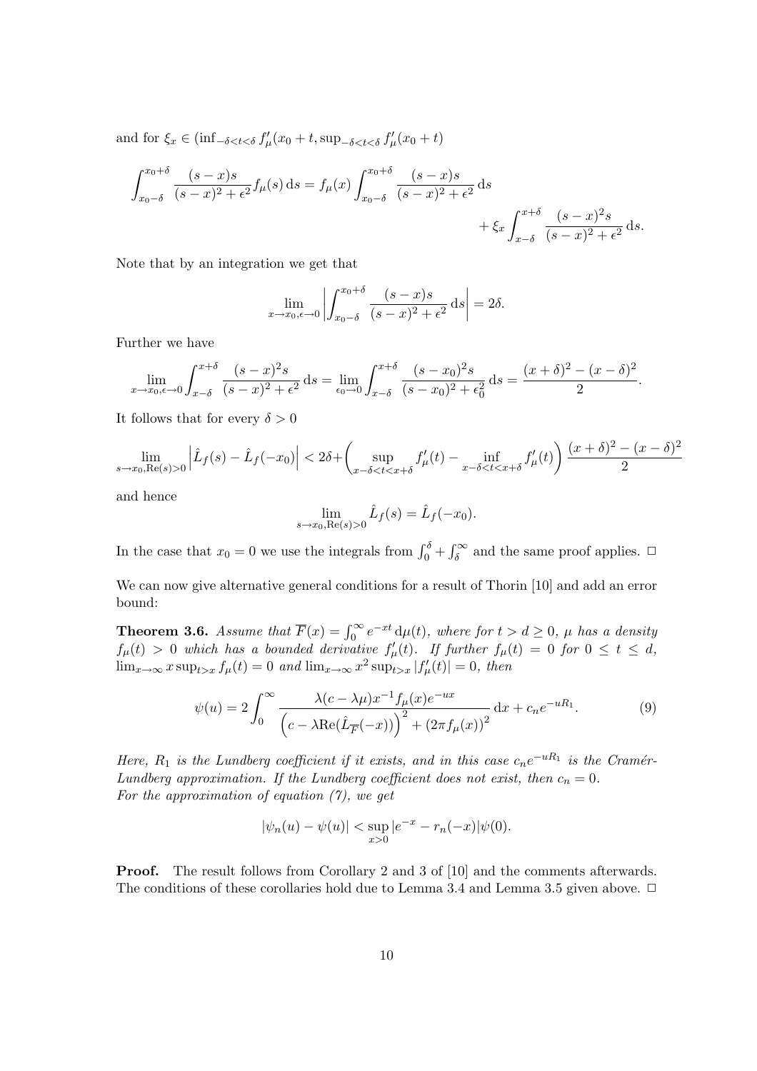and for $\xi_x \in (\inf_{-\delta<t<\delta} f'_\mu(x_0+t, \sup_{-\delta<t<\delta} f'_\mu(x_0+t)$

$$\int_{x_0-\delta}^{x_0+\delta} \frac{(s-x)s}{(s-x)^2+\epsilon^2} f_\mu(s)\,\mathrm{d}s = f_\mu(x)\int_{x_0-\delta}^{x_0+\delta} \frac{(s-x)s}{(s-x)^2+\epsilon^2}\,\mathrm{d}s + \xi_x \int_{x-\delta}^{x+\delta} \frac{(s-x)^2 s}{(s-x)^2+\epsilon^2}\,\mathrm{d}s.$$

Note that by an integration we get that

$$\lim_{x\to x_0,\epsilon\to 0} \left| \int_{x_0-\delta}^{x_0+\delta} \frac{(s-x)s}{(s-x)^2+\epsilon^2}\,\mathrm{d}s \right| = 2\delta.$$

Further we have

$$\lim_{x\to x_0,\epsilon\to 0} \int_{x-\delta}^{x+\delta} \frac{(s-x)^2 s}{(s-x)^2+\epsilon^2}\,\mathrm{d}s = \lim_{\epsilon_0\to 0} \int_{x-\delta}^{x+\delta} \frac{(s-x_0)^2 s}{(s-x_0)^2+\epsilon_0^2}\,\mathrm{d}s = \frac{(x+\delta)^2-(x-\delta)^2}{2}.$$

It follows that for every $\delta > 0$

$$\lim_{s\to x_0,\mathrm{Re}(s)>0} \left| \hat{L}_f(s) - \hat{L}_f(-x_0) \right| < 2\delta + \left( \sup_{x-\delta<t<x+\delta} f'_\mu(t) - \inf_{x-\delta<t<x+\delta} f'_\mu(t) \right) \frac{(x+\delta)^2-(x-\delta)^2}{2}$$

and hence

$$\lim_{s\to x_0,\mathrm{Re}(s)>0} \hat{L}_f(s) = \hat{L}_f(-x_0).$$

In the case that $x_0 = 0$ we use the integrals from $\int_0^\delta + \int_\delta^\infty$ and the same proof applies. □

We can now give alternative general conditions for a result of Thorin [10] and add an error bound:

**Theorem 3.6.** *Assume that $\overline{F}(x) = \int_0^\infty e^{-xt}\,\mathrm{d}\mu(t)$, where for $t > d \geq 0$, $\mu$ has a density $f_\mu(t) > 0$ which has a bounded derivative $f'_\mu(t)$. If further $f_\mu(t) = 0$ for $0 \leq t \leq d$, $\lim_{x\to\infty} x \sup_{t>x} f_\mu(t) = 0$ and $\lim_{x\to\infty} x^2 \sup_{t>x} |f'_\mu(t)| = 0$, then*

$$\psi(u) = 2\int_0^\infty \frac{\lambda(c-\lambda\mu)x^{-1} f_\mu(x) e^{-ux}}{\left(c - \lambda \mathrm{Re}(\hat{L}_{\overline{F}}(-x))\right)^2 + \left(2\pi f_\mu(x)\right)^2}\,\mathrm{d}x + c_n e^{-uR_1}. \tag{9}$$

*Here, $R_1$ is the Lundberg coefficient if it exists, and in this case $c_n e^{-uR_1}$ is the Cramér-Lundberg approximation. If the Lundberg coefficient does not exist, then $c_n = 0$.*
*For the approximation of equation (7), we get*

$$|\psi_n(u) - \psi(u)| < \sup_{x>0} |e^{-x} - r_n(-x)| \psi(0).$$

**Proof.** The result follows from Corollary 2 and 3 of [10] and the comments afterwards. The conditions of these corollaries hold due to Lemma 3.4 and Lemma 3.5 given above. □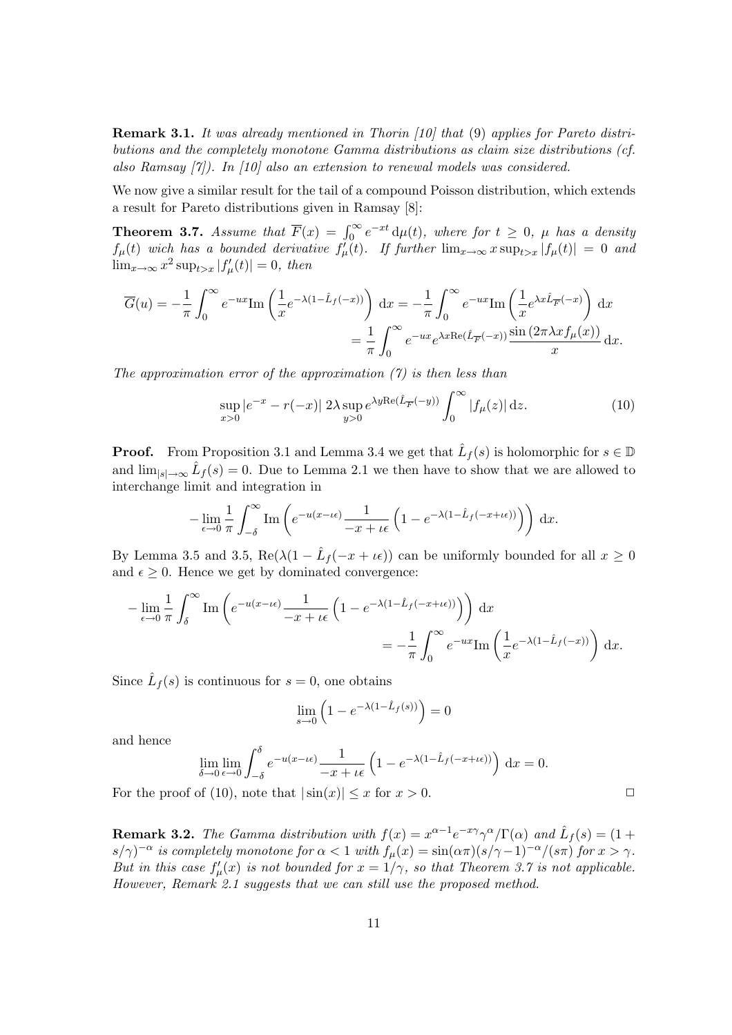**Remark 3.1.** *It was already mentioned in Thorin [10] that* (9) *applies for Pareto distributions and the completely monotone Gamma distributions as claim size distributions (cf. also Ramsay [7]). In [10] also an extension to renewal models was considered.*

We now give a similar result for the tail of a compound Poisson distribution, which extends a result for Pareto distributions given in Ramsay [8]:

**Theorem 3.7.** *Assume that $\overline{F}(x) = \int_0^\infty e^{-xt}\,\mathrm{d}\mu(t)$, where for $t \geq 0$, $\mu$ has a density $f_\mu(t)$ wich has a bounded derivative $f'_\mu(t)$. If further $\lim_{x\to\infty} x \sup_{t>x} |f_\mu(t)| = 0$ and $\lim_{x\to\infty} x^2 \sup_{t>x} |f'_\mu(t)| = 0$, then*

$$\overline{G}(u) = -\frac{1}{\pi}\int_0^\infty e^{-ux}\mathrm{Im}\left(\frac{1}{x}e^{-\lambda(1-\hat{L}_f(-x))}\right)\,\mathrm{d}x = -\frac{1}{\pi}\int_0^\infty e^{-ux}\mathrm{Im}\left(\frac{1}{x}e^{\lambda x \hat{L}_{\overline{F}}(-x)}\right)\,\mathrm{d}x$$
$$= \frac{1}{\pi}\int_0^\infty e^{-ux}e^{\lambda x \mathrm{Re}(\hat{L}_{\overline{F}}(-x))}\frac{\sin\left(2\pi\lambda x f_\mu(x)\right)}{x}\,\mathrm{d}x.$$

*The approximation error of the approximation (7) is then less than*

$$\sup_{x>0}|e^{-x} - r(-x)|\; 2\lambda \sup_{y>0} e^{\lambda y \mathrm{Re}(\hat{L}_{\overline{F}}(-y))}\int_0^\infty |f_\mu(z)|\,\mathrm{d}z. \tag{10}$$

**Proof.** From Proposition 3.1 and Lemma 3.4 we get that $\hat{L}_f(s)$ is holomorphic for $s \in \mathbb{D}$ and $\lim_{|s|\to\infty}\hat{L}_f(s) = 0$. Due to Lemma 2.1 we then have to show that we are allowed to interchange limit and integration in

$$-\lim_{\epsilon\to 0}\frac{1}{\pi}\int_{-\delta}^\infty \mathrm{Im}\left(e^{-u(x-\iota\epsilon)}\frac{1}{-x+\iota\epsilon}\left(1-e^{-\lambda(1-\hat{L}_f(-x+\iota\epsilon))}\right)\right)\,\mathrm{d}x.$$

By Lemma 3.5 and 3.5, $\mathrm{Re}(\lambda(1-\hat{L}_f(-x+\iota\epsilon))$ can be uniformly bounded for all $x \geq 0$ and $\epsilon \geq 0$. Hence we get by dominated convergence:

$$-\lim_{\epsilon\to 0}\frac{1}{\pi}\int_{\delta}^\infty \mathrm{Im}\left(e^{-u(x-\iota\epsilon)}\frac{1}{-x+\iota\epsilon}\left(1-e^{-\lambda(1-\hat{L}_f(-x+\iota\epsilon))}\right)\right)\,\mathrm{d}x$$
$$= -\frac{1}{\pi}\int_0^\infty e^{-ux}\mathrm{Im}\left(\frac{1}{x}e^{-\lambda(1-\hat{L}_f(-x))}\right)\,\mathrm{d}x.$$

Since $\hat{L}_f(s)$ is continuous for $s = 0$, one obtains

$$\lim_{s\to 0}\left(1-e^{-\lambda(1-\hat{L}_f(s))}\right) = 0$$

and hence

$$\lim_{\delta\to 0}\lim_{\epsilon\to 0}\int_{-\delta}^{\delta} e^{-u(x-\iota\epsilon)}\frac{1}{-x+\iota\epsilon}\left(1-e^{-\lambda(1-\hat{L}_f(-x+\iota\epsilon))}\right)\,\mathrm{d}x = 0.$$

For the proof of (10), note that $|\sin(x)| \leq x$ for $x > 0$. □

**Remark 3.2.** *The Gamma distribution with $f(x) = x^{\alpha-1}e^{-x\gamma}\gamma^\alpha/\Gamma(\alpha)$ and $\hat{L}_f(s) = (1 + s/\gamma)^{-\alpha}$ is completely monotone for $\alpha < 1$ with $f_\mu(x) = \sin(\alpha\pi)(s/\gamma - 1)^{-\alpha}/(s\pi)$ for $x > \gamma$. But in this case $f'_\mu(x)$ is not bounded for $x = 1/\gamma$, so that Theorem 3.7 is not applicable. However, Remark 2.1 suggests that we can still use the proposed method.*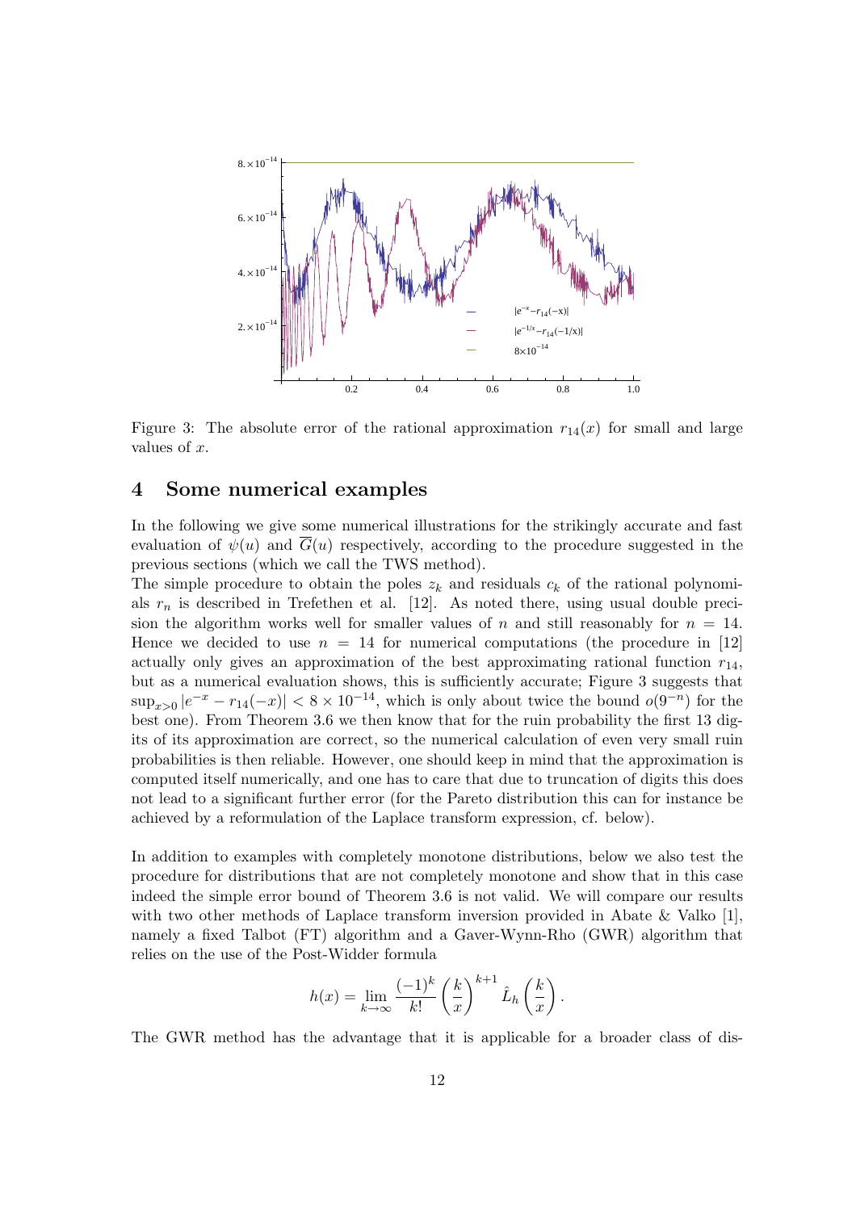8. × 10$^{-14}$

6. × 10$^{-14}$

4. × 10$^{-14}$

2. × 10$^{-14}$

0.2 0.4 0.6 0.8 1.0

$|e^{-x} - r_{14}(-x)|$

$|e^{-1/x} - r_{14}(-1/x)|$

$8 \times 10^{-14}$

Figure 3: The absolute error of the rational approximation $r_{14}(x)$ for small and large values of $x$.

## 4 Some numerical examples

In the following we give some numerical illustrations for the strikingly accurate and fast evaluation of $\psi(u)$ and $\overline{G}(u)$ respectively, according to the procedure suggested in the previous sections (which we call the TWS method).

The simple procedure to obtain the poles $z_k$ and residuals $c_k$ of the rational polynomials $r_n$ is described in Trefethen et al. [12]. As noted there, using usual double precision the algorithm works well for smaller values of $n$ and still reasonably for $n = 14$. Hence we decided to use $n = 14$ for numerical computations (the procedure in [12] actually only gives an approximation of the best approximating rational function $r_{14}$, but as a numerical evaluation shows, this is sufficiently accurate; Figure 3 suggests that $\sup_{x>0} |e^{-x} - r_{14}(-x)| < 8 \times 10^{-14}$, which is only about twice the bound $o(9^{-n})$ for the best one). From Theorem 3.6 we then know that for the ruin probability the first 13 digits of its approximation are correct, so the numerical calculation of even very small ruin probabilities is then reliable. However, one should keep in mind that the approximation is computed itself numerically, and one has to care that due to truncation of digits this does not lead to a significant further error (for the Pareto distribution this can for instance be achieved by a reformulation of the Laplace transform expression, cf. below).

In addition to examples with completely monotone distributions, below we also test the procedure for distributions that are not completely monotone and show that in this case indeed the simple error bound of Theorem 3.6 is not valid. We will compare our results with two other methods of Laplace transform inversion provided in Abate & Valko [1], namely a fixed Talbot (FT) algorithm and a Gaver-Wynn-Rho (GWR) algorithm that relies on the use of the Post-Widder formula

$$h(x) = \lim_{k\to\infty} \frac{(-1)^k}{k!} \left(\frac{k}{x}\right)^{k+1} \hat{L}_h\left(\frac{k}{x}\right).$$

The GWR method has the advantage that it is applicable for a broader class of dis-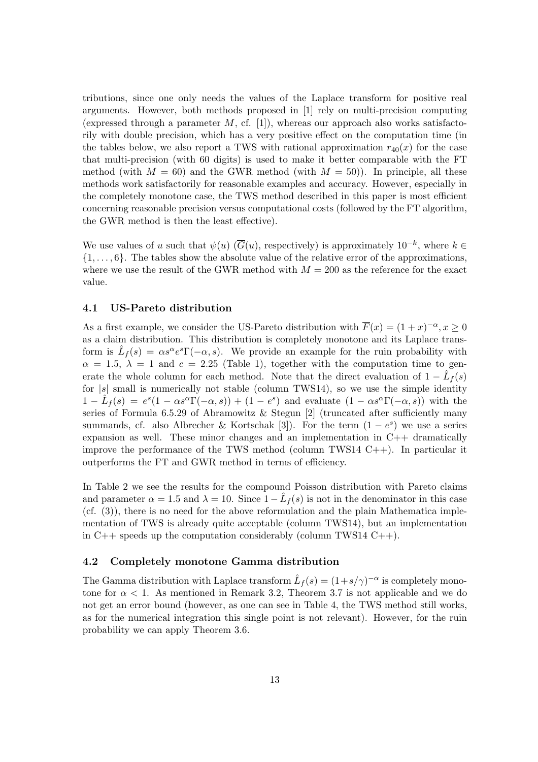tributions, since one only needs the values of the Laplace transform for positive real arguments. However, both methods proposed in [1] rely on multi-precision computing (expressed through a parameter $M$, cf. [1]), whereas our approach also works satisfactorily with double precision, which has a very positive effect on the computation time (in the tables below, we also report a TWS with rational approximation $r_{40}(x)$ for the case that multi-precision (with 60 digits) is used to make it better comparable with the FT method (with $M = 60$) and the GWR method (with $M = 50$)). In principle, all these methods work satisfactorily for reasonable examples and accuracy. However, especially in the completely monotone case, the TWS method described in this paper is most efficient concerning reasonable precision versus computational costs (followed by the FT algorithm, the GWR method is then the least effective).

We use values of $u$ such that $\psi(u)$ ($\overline{G}(u)$, respectively) is approximately $10^{-k}$, where $k \in \{1, \ldots, 6\}$. The tables show the absolute value of the relative error of the approximations, where we use the result of the GWR method with $M = 200$ as the reference for the exact value.

### 4.1 US-Pareto distribution

As a first example, we consider the US-Pareto distribution with $\overline{F}(x) = (1 + x)^{-\alpha}, x \geq 0$ as a claim distribution. This distribution is completely monotone and its Laplace transform is $\hat{L}_f(s) = \alpha s^\alpha e^s \Gamma(-\alpha, s)$. We provide an example for the ruin probability with $\alpha = 1.5$, $\lambda = 1$ and $c = 2.25$ (Table 1), together with the computation time to generate the whole column for each method. Note that the direct evaluation of $1 - \hat{L}_f(s)$ for $|s|$ small is numerically not stable (column TWS14), so we use the simple identity $1 - \hat{L}_f(s) = e^s(1 - \alpha s^\alpha \Gamma(-\alpha, s)) + (1 - e^s)$ and evaluate $(1 - \alpha s^\alpha \Gamma(-\alpha, s))$ with the series of Formula 6.5.29 of Abramowitz & Stegun [2] (truncated after sufficiently many summands, cf. also Albrecher & Kortschak [3]). For the term $(1 - e^s)$ we use a series expansion as well. These minor changes and an implementation in C++ dramatically improve the performance of the TWS method (column TWS14 C++). In particular it outperforms the FT and GWR method in terms of efficiency.

In Table 2 we see the results for the compound Poisson distribution with Pareto claims and parameter $\alpha = 1.5$ and $\lambda = 10$. Since $1 - \hat{L}_f(s)$ is not in the denominator in this case (cf. (3)), there is no need for the above reformulation and the plain Mathematica implementation of TWS is already quite acceptable (column TWS14), but an implementation in C++ speeds up the computation considerably (column TWS14 C++).

### 4.2 Completely monotone Gamma distribution

The Gamma distribution with Laplace transform $\hat{L}_f(s) = (1+s/\gamma)^{-\alpha}$ is completely monotone for $\alpha < 1$. As mentioned in Remark 3.2, Theorem 3.7 is not applicable and we do not get an error bound (however, as one can see in Table 4, the TWS method still works, as for the numerical integration this single point is not relevant). However, for the ruin probability we can apply Theorem 3.6.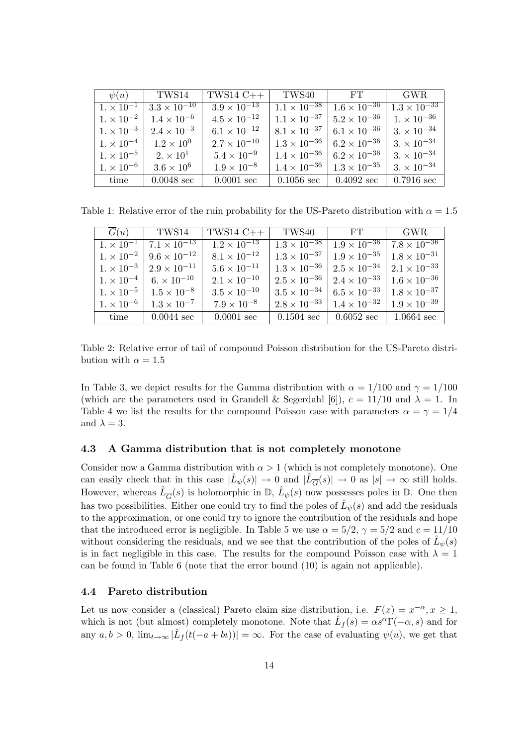| $\psi(u)$ | TWS14 | TWS14 C++ | TWS40 | FT | GWR |
|---|---|---|---|---|---|
| $1. \times 10^{-1}$ | $3.3 \times 10^{-10}$ | $3.9 \times 10^{-13}$ | $1.1 \times 10^{-38}$ | $1.6 \times 10^{-36}$ | $1.3 \times 10^{-33}$ |
| $1. \times 10^{-2}$ | $1.4 \times 10^{-6}$ | $4.5 \times 10^{-12}$ | $1.1 \times 10^{-37}$ | $5.2 \times 10^{-36}$ | $1. \times 10^{-36}$ |
| $1. \times 10^{-3}$ | $2.4 \times 10^{-3}$ | $6.1 \times 10^{-12}$ | $8.1 \times 10^{-37}$ | $6.1 \times 10^{-36}$ | $3. \times 10^{-34}$ |
| $1. \times 10^{-4}$ | $1.2 \times 10^{0}$ | $2.7 \times 10^{-10}$ | $1.3 \times 10^{-36}$ | $6.2 \times 10^{-36}$ | $3. \times 10^{-34}$ |
| $1. \times 10^{-5}$ | $2. \times 10^{1}$ | $5.4 \times 10^{-9}$ | $1.4 \times 10^{-36}$ | $6.2 \times 10^{-36}$ | $3. \times 10^{-34}$ |
| $1. \times 10^{-6}$ | $3.6 \times 10^{6}$ | $1.9 \times 10^{-8}$ | $1.4 \times 10^{-36}$ | $1.3 \times 10^{-35}$ | $3. \times 10^{-34}$ |
| time | 0.0048 sec | 0.0001 sec | 0.1056 sec | 0.4092 sec | 0.7916 sec |

Table 1: Relative error of the ruin probability for the US-Pareto distribution with $\alpha = 1.5$

| $\overline{G}(u)$ | TWS14 | TWS14 C++ | TWS40 | FT | GWR |
|---|---|---|---|---|---|
| $1. \times 10^{-1}$ | $7.1 \times 10^{-13}$ | $1.2 \times 10^{-13}$ | $1.3 \times 10^{-38}$ | $1.9 \times 10^{-36}$ | $7.8 \times 10^{-36}$ |
| $1. \times 10^{-2}$ | $9.6 \times 10^{-12}$ | $8.1 \times 10^{-12}$ | $1.3 \times 10^{-37}$ | $1.9 \times 10^{-35}$ | $1.8 \times 10^{-31}$ |
| $1. \times 10^{-3}$ | $2.9 \times 10^{-11}$ | $5.6 \times 10^{-11}$ | $1.3 \times 10^{-36}$ | $2.5 \times 10^{-34}$ | $2.1 \times 10^{-33}$ |
| $1. \times 10^{-4}$ | $6. \times 10^{-10}$ | $2.1 \times 10^{-10}$ | $2.5 \times 10^{-36}$ | $2.4 \times 10^{-33}$ | $1.6 \times 10^{-36}$ |
| $1. \times 10^{-5}$ | $1.5 \times 10^{-8}$ | $3.5 \times 10^{-10}$ | $3.5 \times 10^{-34}$ | $6.5 \times 10^{-33}$ | $1.8 \times 10^{-37}$ |
| $1. \times 10^{-6}$ | $1.3 \times 10^{-7}$ | $7.9 \times 10^{-8}$ | $2.8 \times 10^{-33}$ | $1.4 \times 10^{-32}$ | $1.9 \times 10^{-39}$ |
| time | 0.0044 sec | 0.0001 sec | 0.1504 sec | 0.6052 sec | 1.0664 sec |

Table 2: Relative error of tail of compound Poisson distribution for the US-Pareto distribution with $\alpha = 1.5$

In Table 3, we depict results for the Gamma distribution with $\alpha = 1/100$ and $\gamma = 1/100$ (which are the parameters used in Grandell & Segerdahl [6]), $c = 11/10$ and $\lambda = 1$. In Table 4 we list the results for the compound Poisson case with parameters $\alpha = \gamma = 1/4$ and $\lambda = 3$.

### 4.3 A Gamma distribution that is not completely monotone

Consider now a Gamma distribution with $\alpha > 1$ (which is not completely monotone). One can easily check that in this case $|\hat{L}_\psi(s)| \to 0$ and $|\hat{L}_{\overline{G}}(s)| \to 0$ as $|s| \to \infty$ still holds. However, whereas $\hat{L}_{\overline{G}}(s)$ is holomorphic in $\mathbb{D}$, $\hat{L}_\psi(s)$ now possesses poles in $\mathbb{D}$. One then has two possibilities. Either one could try to find the poles of $\hat{L}_\psi(s)$ and add the residuals to the approximation, or one could try to ignore the contribution of the residuals and hope that the introduced error is negligible. In Table 5 we use $\alpha = 5/2$, $\gamma = 5/2$ and $c = 11/10$ without considering the residuals, and we see that the contribution of the poles of $\hat{L}_\psi(s)$ is in fact negligible in this case. The results for the compound Poisson case with $\lambda = 1$ can be found in Table 6 (note that the error bound (10) is again not applicable).

### 4.4 Pareto distribution

Let us now consider a (classical) Pareto claim size distribution, i.e. $\overline{F}(x) = x^{-\alpha}, x \geq 1$, which is not (but almost) completely monotone. Note that $\hat{L}_f(s) = \alpha s^\alpha \Gamma(-\alpha, s)$ and for any $a, b > 0$, $\lim_{t \to \infty} |\hat{L}_f(t(-a + b\imath))| = \infty$. For the case of evaluating $\psi(u)$, we get that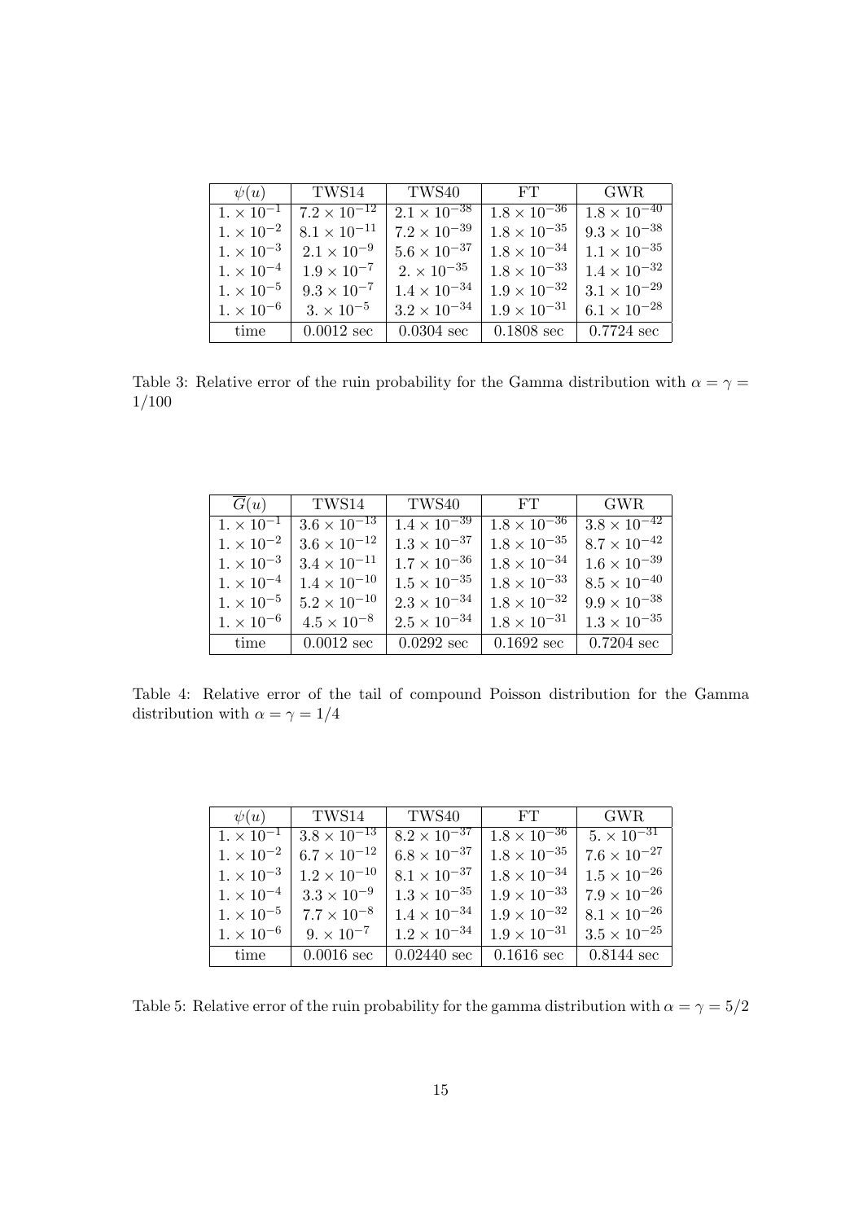| $\psi(u)$ | TWS14 | TWS40 | FT | GWR |
|---|---|---|---|---|
| $1. \times 10^{-1}$ | $7.2 \times 10^{-12}$ | $2.1 \times 10^{-38}$ | $1.8 \times 10^{-36}$ | $1.8 \times 10^{-40}$ |
| $1. \times 10^{-2}$ | $8.1 \times 10^{-11}$ | $7.2 \times 10^{-39}$ | $1.8 \times 10^{-35}$ | $9.3 \times 10^{-38}$ |
| $1. \times 10^{-3}$ | $2.1 \times 10^{-9}$ | $5.6 \times 10^{-37}$ | $1.8 \times 10^{-34}$ | $1.1 \times 10^{-35}$ |
| $1. \times 10^{-4}$ | $1.9 \times 10^{-7}$ | $2. \times 10^{-35}$ | $1.8 \times 10^{-33}$ | $1.4 \times 10^{-32}$ |
| $1. \times 10^{-5}$ | $9.3 \times 10^{-7}$ | $1.4 \times 10^{-34}$ | $1.9 \times 10^{-32}$ | $3.1 \times 10^{-29}$ |
| $1. \times 10^{-6}$ | $3. \times 10^{-5}$ | $3.2 \times 10^{-34}$ | $1.9 \times 10^{-31}$ | $6.1 \times 10^{-28}$ |
| time | 0.0012 sec | 0.0304 sec | 0.1808 sec | 0.7724 sec |

Table 3: Relative error of the ruin probability for the Gamma distribution with $\alpha = \gamma = 1/100$

| $\overline{G}(u)$ | TWS14 | TWS40 | FT | GWR |
|---|---|---|---|---|
| $1. \times 10^{-1}$ | $3.6 \times 10^{-13}$ | $1.4 \times 10^{-39}$ | $1.8 \times 10^{-36}$ | $3.8 \times 10^{-42}$ |
| $1. \times 10^{-2}$ | $3.6 \times 10^{-12}$ | $1.3 \times 10^{-37}$ | $1.8 \times 10^{-35}$ | $8.7 \times 10^{-42}$ |
| $1. \times 10^{-3}$ | $3.4 \times 10^{-11}$ | $1.7 \times 10^{-36}$ | $1.8 \times 10^{-34}$ | $1.6 \times 10^{-39}$ |
| $1. \times 10^{-4}$ | $1.4 \times 10^{-10}$ | $1.5 \times 10^{-35}$ | $1.8 \times 10^{-33}$ | $8.5 \times 10^{-40}$ |
| $1. \times 10^{-5}$ | $5.2 \times 10^{-10}$ | $2.3 \times 10^{-34}$ | $1.8 \times 10^{-32}$ | $9.9 \times 10^{-38}$ |
| $1. \times 10^{-6}$ | $4.5 \times 10^{-8}$ | $2.5 \times 10^{-34}$ | $1.8 \times 10^{-31}$ | $1.3 \times 10^{-35}$ |
| time | 0.0012 sec | 0.0292 sec | 0.1692 sec | 0.7204 sec |

Table 4: Relative error of the tail of compound Poisson distribution for the Gamma distribution with $\alpha = \gamma = 1/4$

| $\psi(u)$ | TWS14 | TWS40 | FT | GWR |
|---|---|---|---|---|
| $1. \times 10^{-1}$ | $3.8 \times 10^{-13}$ | $8.2 \times 10^{-37}$ | $1.8 \times 10^{-36}$ | $5. \times 10^{-31}$ |
| $1. \times 10^{-2}$ | $6.7 \times 10^{-12}$ | $6.8 \times 10^{-37}$ | $1.8 \times 10^{-35}$ | $7.6 \times 10^{-27}$ |
| $1. \times 10^{-3}$ | $1.2 \times 10^{-10}$ | $8.1 \times 10^{-37}$ | $1.8 \times 10^{-34}$ | $1.5 \times 10^{-26}$ |
| $1. \times 10^{-4}$ | $3.3 \times 10^{-9}$ | $1.3 \times 10^{-35}$ | $1.9 \times 10^{-33}$ | $7.9 \times 10^{-26}$ |
| $1. \times 10^{-5}$ | $7.7 \times 10^{-8}$ | $1.4 \times 10^{-34}$ | $1.9 \times 10^{-32}$ | $8.1 \times 10^{-26}$ |
| $1. \times 10^{-6}$ | $9. \times 10^{-7}$ | $1.2 \times 10^{-34}$ | $1.9 \times 10^{-31}$ | $3.5 \times 10^{-25}$ |
| time | 0.0016 sec | 0.02440 sec | 0.1616 sec | 0.8144 sec |

Table 5: Relative error of the ruin probability for the gamma distribution with $\alpha = \gamma = 5/2$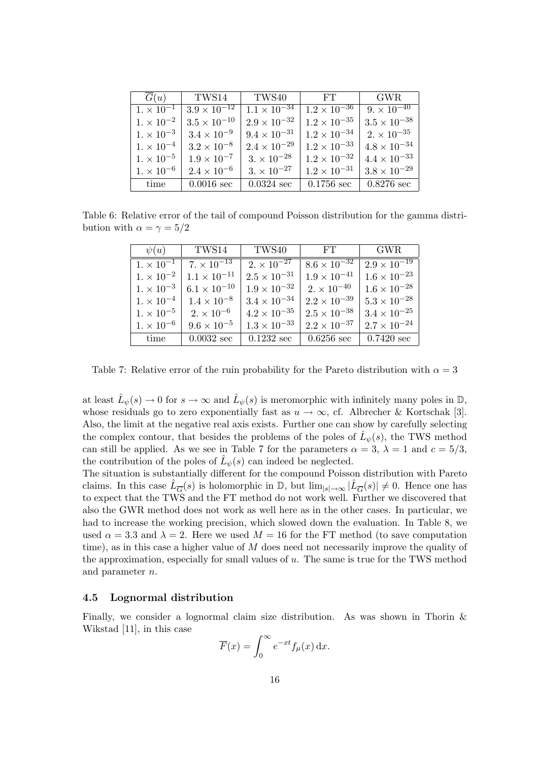| $\overline{G}(u)$ | TWS14 | TWS40 | FT | GWR |
|---|---|---|---|---|
| $1. \times 10^{-1}$ | $3.9 \times 10^{-12}$ | $1.1 \times 10^{-34}$ | $1.2 \times 10^{-36}$ | $9. \times 10^{-40}$ |
| $1. \times 10^{-2}$ | $3.5 \times 10^{-10}$ | $2.9 \times 10^{-32}$ | $1.2 \times 10^{-35}$ | $3.5 \times 10^{-38}$ |
| $1. \times 10^{-3}$ | $3.4 \times 10^{-9}$ | $9.4 \times 10^{-31}$ | $1.2 \times 10^{-34}$ | $2. \times 10^{-35}$ |
| $1. \times 10^{-4}$ | $3.2 \times 10^{-8}$ | $2.4 \times 10^{-29}$ | $1.2 \times 10^{-33}$ | $4.8 \times 10^{-34}$ |
| $1. \times 10^{-5}$ | $1.9 \times 10^{-7}$ | $3. \times 10^{-28}$ | $1.2 \times 10^{-32}$ | $4.4 \times 10^{-33}$ |
| $1. \times 10^{-6}$ | $2.4 \times 10^{-6}$ | $3. \times 10^{-27}$ | $1.2 \times 10^{-31}$ | $3.8 \times 10^{-29}$ |
| time | 0.0016 sec | 0.0324 sec | 0.1756 sec | 0.8276 sec |

Table 6: Relative error of the tail of compound Poisson distribution for the gamma distribution with $\alpha = \gamma = 5/2$

| $\psi(u)$ | TWS14 | TWS40 | FT | GWR |
|---|---|---|---|---|
| $1. \times 10^{-1}$ | $7. \times 10^{-13}$ | $2. \times 10^{-27}$ | $8.6 \times 10^{-32}$ | $2.9 \times 10^{-19}$ |
| $1. \times 10^{-2}$ | $1.1 \times 10^{-11}$ | $2.5 \times 10^{-31}$ | $1.9 \times 10^{-41}$ | $1.6 \times 10^{-23}$ |
| $1. \times 10^{-3}$ | $6.1 \times 10^{-10}$ | $1.9 \times 10^{-32}$ | $2. \times 10^{-40}$ | $1.6 \times 10^{-28}$ |
| $1. \times 10^{-4}$ | $1.4 \times 10^{-8}$ | $3.4 \times 10^{-34}$ | $2.2 \times 10^{-39}$ | $5.3 \times 10^{-28}$ |
| $1. \times 10^{-5}$ | $2. \times 10^{-6}$ | $4.2 \times 10^{-35}$ | $2.5 \times 10^{-38}$ | $3.4 \times 10^{-25}$ |
| $1. \times 10^{-6}$ | $9.6 \times 10^{-5}$ | $1.3 \times 10^{-33}$ | $2.2 \times 10^{-37}$ | $2.7 \times 10^{-24}$ |
| time | 0.0032 sec | 0.1232 sec | 0.6256 sec | 0.7420 sec |

Table 7: Relative error of the ruin probability for the Pareto distribution with $\alpha = 3$

at least $\hat{L}_\psi(s) \to 0$ for $s \to \infty$ and $\hat{L}_\psi(s)$ is meromorphic with infinitely many poles in $\mathbb{D}$, whose residuals go to zero exponentially fast as $u \to \infty$, cf. Albrecher & Kortschak [3]. Also, the limit at the negative real axis exists. Further one can show by carefully selecting the complex contour, that besides the problems of the poles of $\hat{L}_\psi(s)$, the TWS method can still be applied. As we see in Table 7 for the parameters $\alpha = 3$, $\lambda = 1$ and $c = 5/3$, the contribution of the poles of $\hat{L}_\psi(s)$ can indeed be neglected.

The situation is substantially different for the compound Poisson distribution with Pareto claims. In this case $\hat{L}_{\overline{G}}(s)$ is holomorphic in $\mathbb{D}$, but $\lim_{|s|\to\infty} |\hat{L}_{\overline{G}}(s)| \neq 0$. Hence one has to expect that the TWS and the FT method do not work well. Further we discovered that also the GWR method does not work as well here as in the other cases. In particular, we had to increase the working precision, which slowed down the evaluation. In Table 8, we used $\alpha = 3.3$ and $\lambda = 2$. Here we used $M = 16$ for the FT method (to save computation time), as in this case a higher value of $M$ does need not necessarily improve the quality of the approximation, especially for small values of $u$. The same is true for the TWS method and parameter $n$.

### 4.5 Lognormal distribution

Finally, we consider a lognormal claim size distribution. As was shown in Thorin & Wikstad [11], in this case

$$\overline{F}(x) = \int_0^\infty e^{-xt} f_\mu(x)\,\mathrm{d}x.$$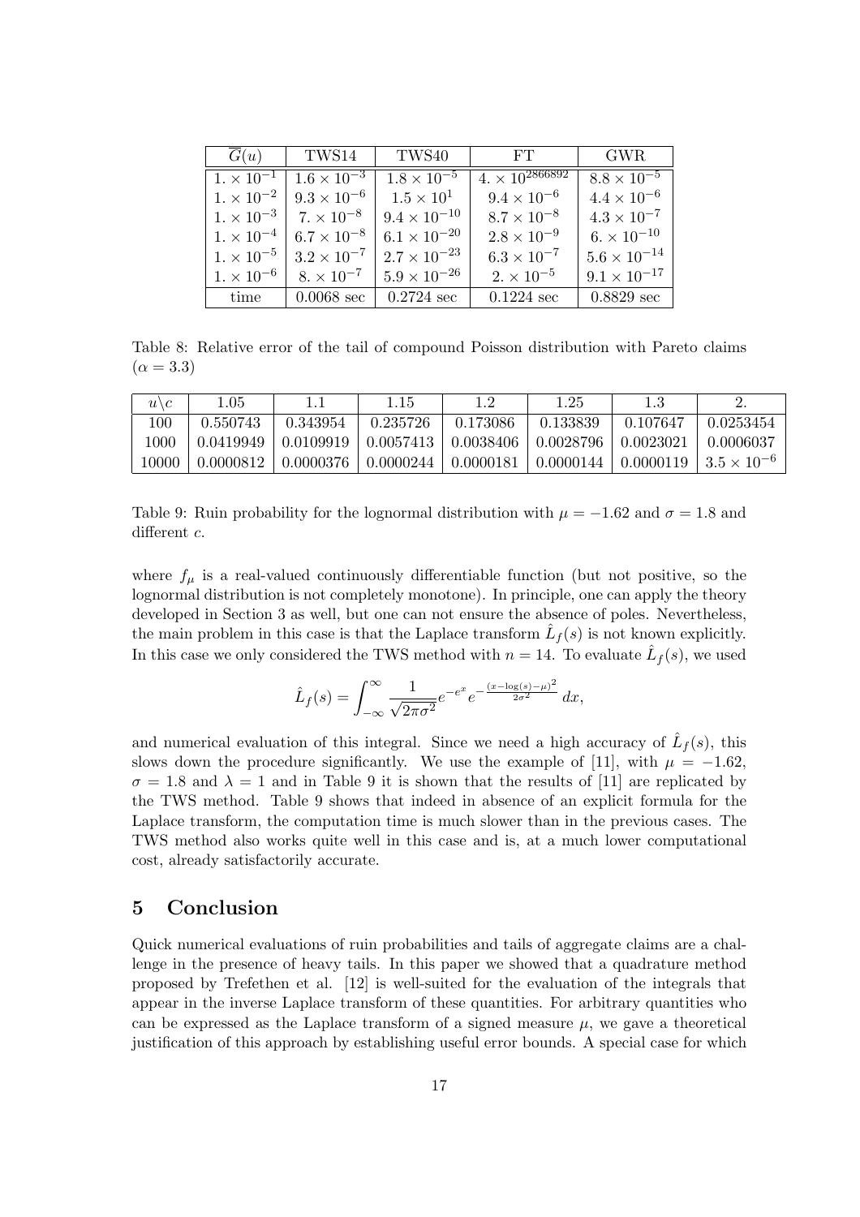| $\overline{G}(u)$ | TWS14 | TWS40 | FT | GWR |
|---|---|---|---|---|
| $1. \times 10^{-1}$ | $1.6 \times 10^{-3}$ | $1.8 \times 10^{-5}$ | $4. \times 10^{2866892}$ | $8.8 \times 10^{-5}$ |
| $1. \times 10^{-2}$ | $9.3 \times 10^{-6}$ | $1.5 \times 10^{1}$ | $9.4 \times 10^{-6}$ | $4.4 \times 10^{-6}$ |
| $1. \times 10^{-3}$ | $7. \times 10^{-8}$ | $9.4 \times 10^{-10}$ | $8.7 \times 10^{-8}$ | $4.3 \times 10^{-7}$ |
| $1. \times 10^{-4}$ | $6.7 \times 10^{-8}$ | $6.1 \times 10^{-20}$ | $2.8 \times 10^{-9}$ | $6. \times 10^{-10}$ |
| $1. \times 10^{-5}$ | $3.2 \times 10^{-7}$ | $2.7 \times 10^{-23}$ | $6.3 \times 10^{-7}$ | $5.6 \times 10^{-14}$ |
| $1. \times 10^{-6}$ | $8. \times 10^{-7}$ | $5.9 \times 10^{-26}$ | $2. \times 10^{-5}$ | $9.1 \times 10^{-17}$ |
| time | 0.0068 sec | 0.2724 sec | 0.1224 sec | 0.8829 sec |

Table 8: Relative error of the tail of compound Poisson distribution with Pareto claims ($\alpha = 3.3$)

| $u \backslash c$ | 1.05 | 1.1 | 1.15 | 1.2 | 1.25 | 1.3 | 2. |
|---|---|---|---|---|---|---|---|
| 100 | 0.550743 | 0.343954 | 0.235726 | 0.173086 | 0.133839 | 0.107647 | 0.0253454 |
| 1000 | 0.0419949 | 0.0109919 | 0.0057413 | 0.0038406 | 0.0028796 | 0.0023021 | 0.0006037 |
| 10000 | 0.0000812 | 0.0000376 | 0.0000244 | 0.0000181 | 0.0000144 | 0.0000119 | $3.5 \times 10^{-6}$ |

Table 9: Ruin probability for the lognormal distribution with $\mu = -1.62$ and $\sigma = 1.8$ and different $c$.

where $f_\mu$ is a real-valued continuously differentiable function (but not positive, so the lognormal distribution is not completely monotone). In principle, one can apply the theory developed in Section 3 as well, but one can not ensure the absence of poles. Nevertheless, the main problem in this case is that the Laplace transform $\hat{L}_f(s)$ is not known explicitly. In this case we only considered the TWS method with $n = 14$. To evaluate $\hat{L}_f(s)$, we used

$$\hat{L}_f(s) = \int_{-\infty}^{\infty} \frac{1}{\sqrt{2\pi\sigma^2}} e^{-e^x} e^{-\frac{(x-\log(s)-\mu)^2}{2\sigma^2}} \, dx,$$

and numerical evaluation of this integral. Since we need a high accuracy of $\hat{L}_f(s)$, this slows down the procedure significantly. We use the example of [11], with $\mu = -1.62$, $\sigma = 1.8$ and $\lambda = 1$ and in Table 9 it is shown that the results of [11] are replicated by the TWS method. Table 9 shows that indeed in absence of an explicit formula for the Laplace transform, the computation time is much slower than in the previous cases. The TWS method also works quite well in this case and is, at a much lower computational cost, already satisfactorily accurate.

## 5 Conclusion

Quick numerical evaluations of ruin probabilities and tails of aggregate claims are a challenge in the presence of heavy tails. In this paper we showed that a quadrature method proposed by Trefethen et al. [12] is well-suited for the evaluation of the integrals that appear in the inverse Laplace transform of these quantities. For arbitrary quantities who can be expressed as the Laplace transform of a signed measure $\mu$, we gave a theoretical justification of this approach by establishing useful error bounds. A special case for which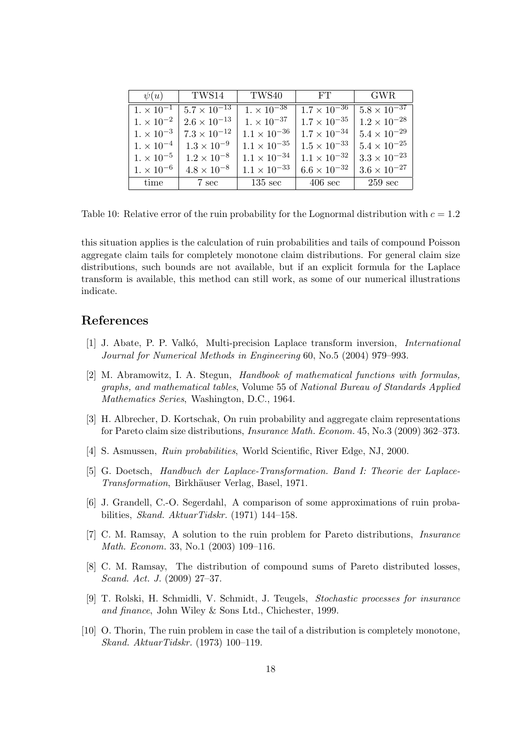| $\psi(u)$ | TWS14 | TWS40 | FT | GWR |
|---|---|---|---|---|
| $1. \times 10^{-1}$ | $5.7 \times 10^{-13}$ | $1. \times 10^{-38}$ | $1.7 \times 10^{-36}$ | $5.8 \times 10^{-37}$ |
| $1. \times 10^{-2}$ | $2.6 \times 10^{-13}$ | $1. \times 10^{-37}$ | $1.7 \times 10^{-35}$ | $1.2 \times 10^{-28}$ |
| $1. \times 10^{-3}$ | $7.3 \times 10^{-12}$ | $1.1 \times 10^{-36}$ | $1.7 \times 10^{-34}$ | $5.4 \times 10^{-29}$ |
| $1. \times 10^{-4}$ | $1.3 \times 10^{-9}$ | $1.1 \times 10^{-35}$ | $1.5 \times 10^{-33}$ | $5.4 \times 10^{-25}$ |
| $1. \times 10^{-5}$ | $1.2 \times 10^{-8}$ | $1.1 \times 10^{-34}$ | $1.1 \times 10^{-32}$ | $3.3 \times 10^{-23}$ |
| $1. \times 10^{-6}$ | $4.8 \times 10^{-8}$ | $1.1 \times 10^{-33}$ | $6.6 \times 10^{-32}$ | $3.6 \times 10^{-27}$ |
| time | 7 sec | 135 sec | 406 sec | 259 sec |

Table 10: Relative error of the ruin probability for the Lognormal distribution with $c = 1.2$

this situation applies is the calculation of ruin probabilities and tails of compound Poisson aggregate claim tails for completely monotone claim distributions. For general claim size distributions, such bounds are not available, but if an explicit formula for the Laplace transform is available, this method can still work, as some of our numerical illustrations indicate.

## References

[1] J. Abate, P. P. Valkó, Multi-precision Laplace transform inversion, *International Journal for Numerical Methods in Engineering* 60, No.5 (2004) 979–993.

[2] M. Abramowitz, I. A. Stegun, *Handbook of mathematical functions with formulas, graphs, and mathematical tables*, Volume 55 of *National Bureau of Standards Applied Mathematics Series*, Washington, D.C., 1964.

[3] H. Albrecher, D. Kortschak, On ruin probability and aggregate claim representations for Pareto claim size distributions, *Insurance Math. Econom.* 45, No.3 (2009) 362–373.

[4] S. Asmussen, *Ruin probabilities*, World Scientific, River Edge, NJ, 2000.

[5] G. Doetsch, *Handbuch der Laplace-Transformation. Band I: Theorie der Laplace-Transformation*, Birkhäuser Verlag, Basel, 1971.

[6] J. Grandell, C.-O. Segerdahl, A comparison of some approximations of ruin probabilities, *Skand. AktuarTidskr.* (1971) 144–158.

[7] C. M. Ramsay, A solution to the ruin problem for Pareto distributions, *Insurance Math. Econom.* 33, No.1 (2003) 109–116.

[8] C. M. Ramsay, The distribution of compound sums of Pareto distributed losses, *Scand. Act. J.* (2009) 27–37.

[9] T. Rolski, H. Schmidli, V. Schmidt, J. Teugels, *Stochastic processes for insurance and finance*, John Wiley & Sons Ltd., Chichester, 1999.

[10] O. Thorin, The ruin problem in case the tail of a distribution is completely monotone, *Skand. AktuarTidskr.* (1973) 100–119.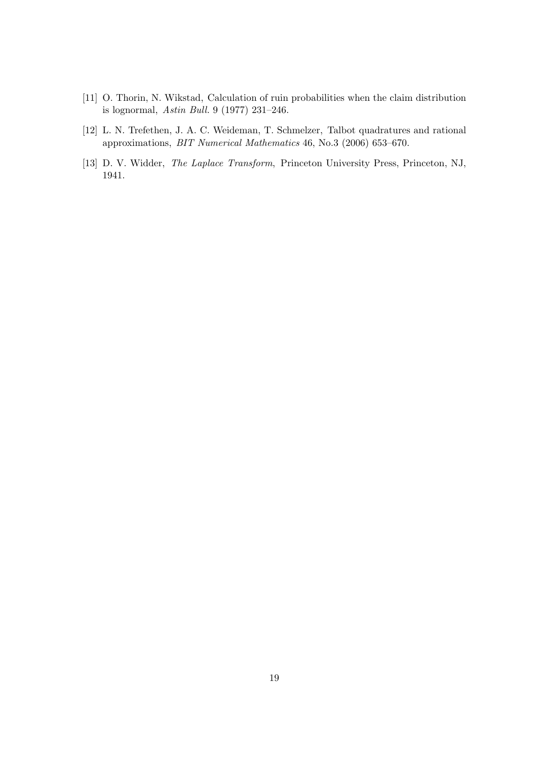[11] O. Thorin, N. Wikstad, Calculation of ruin probabilities when the claim distribution is lognormal, *Astin Bull.* 9 (1977) 231–246.

[12] L. N. Trefethen, J. A. C. Weideman, T. Schmelzer, Talbot quadratures and rational approximations, *BIT Numerical Mathematics* 46, No.3 (2006) 653–670.

[13] D. V. Widder, *The Laplace Transform*, Princeton University Press, Princeton, NJ, 1941.